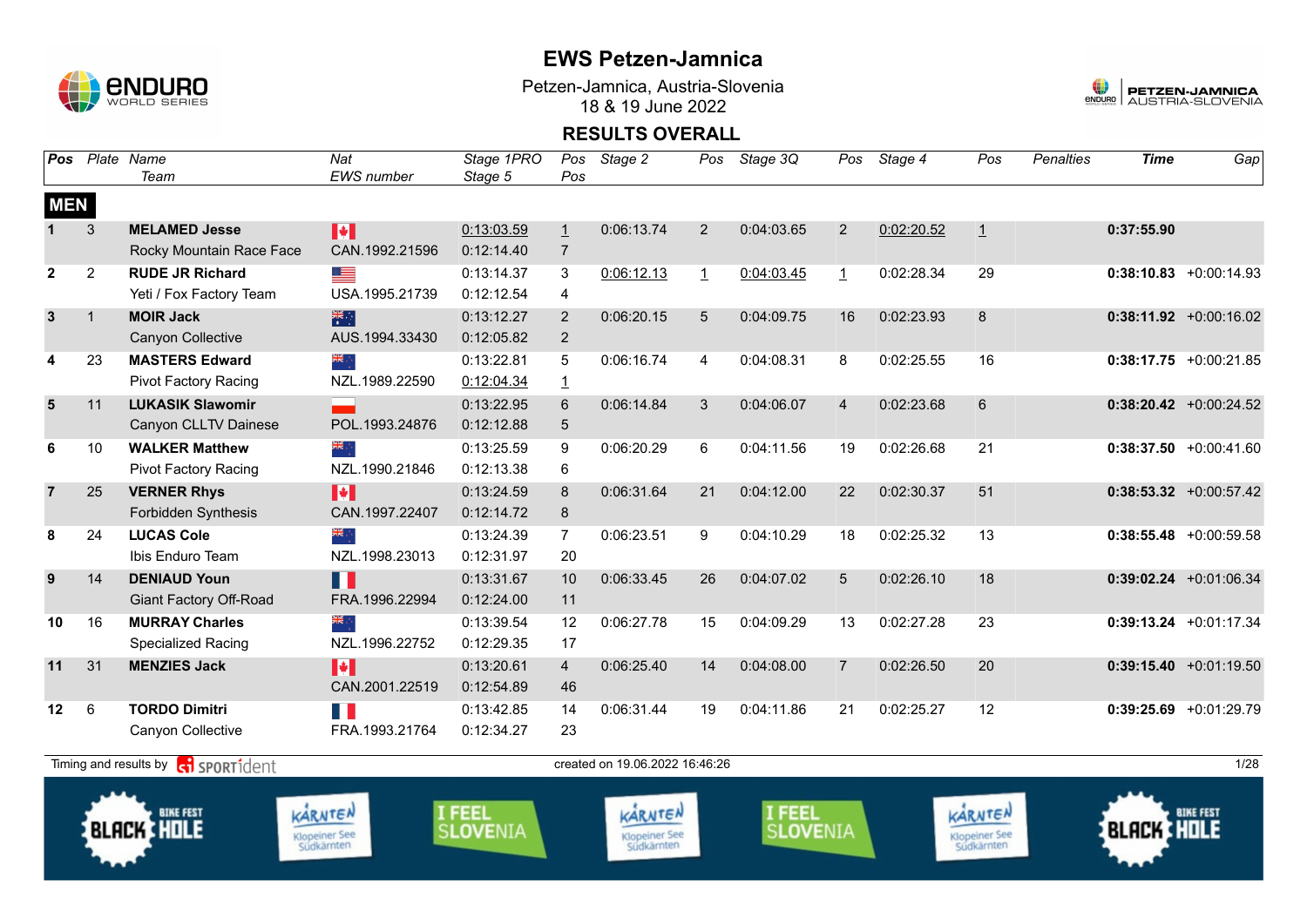# EWS Petzen-Jamnica

Petzen-Jamnica, Austria-Slovenia
18 & 19 June 2022

## RESULTS OVERALL

| Pos | Plate | Name / Team | Nat / EWS number | Stage 1PRO / Stage 5 | Pos / Pos | Stage 2 | Pos | Stage 3Q | Pos | Stage 4 | Pos | Penalties | Time | Gap |
|---|---|---|---|---|---|---|---|---|---|---|---|---|---|---|
| **MEN** | | | | | | | | | | | | | | |
| **1** | 3 | **MELAMED Jesse**<br>Rocky Mountain Race Face | CAN.1992.21596 | 0:13:03.59<br>0:12:14.40 | 1<br>7 | 0:06:13.74 | 2 | 0:04:03.65 | 2 | 0:02:20.52 | 1 | | **0:37:55.90** | |
| **2** | 2 | **RUDE JR Richard**<br>Yeti / Fox Factory Team | USA.1995.21739 | 0:13:14.37<br>0:12:12.54 | 3<br>4 | 0:06:12.13 | 1 | 0:04:03.45 | 1 | 0:02:28.34 | 29 | | **0:38:10.83** | +0:00:14.93 |
| **3** | 1 | **MOIR Jack**<br>Canyon Collective | AUS.1994.33430 | 0:13:12.27<br>0:12:05.82 | 2<br>2 | 0:06:20.15 | 5 | 0:04:09.75 | 16 | 0:02:23.93 | 8 | | **0:38:11.92** | +0:00:16.02 |
| **4** | 23 | **MASTERS Edward**<br>Pivot Factory Racing | NZL.1989.22590 | 0:13:22.81<br>0:12:04.34 | 5<br>1 | 0:06:16.74 | 4 | 0:04:08.31 | 8 | 0:02:25.55 | 16 | | **0:38:17.75** | +0:00:21.85 |
| **5** | 11 | **LUKASIK Slawomir**<br>Canyon CLLTV Dainese | POL.1993.24876 | 0:13:22.95<br>0:12:12.88 | 6<br>5 | 0:06:14.84 | 3 | 0:04:06.07 | 4 | 0:02:23.68 | 6 | | **0:38:20.42** | +0:00:24.52 |
| **6** | 10 | **WALKER Matthew**<br>Pivot Factory Racing | NZL.1990.21846 | 0:13:25.59<br>0:12:13.38 | 9<br>6 | 0:06:20.29 | 6 | 0:04:11.56 | 19 | 0:02:26.68 | 21 | | **0:38:37.50** | +0:00:41.60 |
| **7** | 25 | **VERNER Rhys**<br>Forbidden Synthesis | CAN.1997.22407 | 0:13:24.59<br>0:12:14.72 | 8<br>8 | 0:06:31.64 | 21 | 0:04:12.00 | 22 | 0:02:30.37 | 51 | | **0:38:53.32** | +0:00:57.42 |
| **8** | 24 | **LUCAS Cole**<br>Ibis Enduro Team | NZL.1998.23013 | 0:13:24.39<br>0:12:31.97 | 7<br>20 | 0:06:23.51 | 9 | 0:04:10.29 | 18 | 0:02:25.32 | 13 | | **0:38:55.48** | +0:00:59.58 |
| **9** | 14 | **DENIAUD Youn**<br>Giant Factory Off-Road | FRA.1996.22994 | 0:13:31.67<br>0:12:24.00 | 10<br>11 | 0:06:33.45 | 26 | 0:04:07.02 | 5 | 0:02:26.10 | 18 | | **0:39:02.24** | +0:01:06.34 |
| **10** | 16 | **MURRAY Charles**<br>Specialized Racing | NZL.1996.22752 | 0:13:39.54<br>0:12:29.35 | 12<br>17 | 0:06:27.78 | 15 | 0:04:09.29 | 13 | 0:02:27.28 | 23 | | **0:39:13.24** | +0:01:17.34 |
| **11** | 31 | **MENZIES Jack** | CAN.2001.22519 | 0:13:20.61<br>0:12:54.89 | 4<br>46 | 0:06:25.40 | 14 | 0:04:08.00 | 7 | 0:02:26.50 | 20 | | **0:39:15.40** | +0:01:19.50 |
| **12** | 6 | **TORDO Dimitri**<br>Canyon Collective | FRA.1993.21764 | 0:13:42.85<br>0:12:34.27 | 14<br>23 | 0:06:31.44 | 19 | 0:04:11.86 | 21 | 0:02:25.27 | 12 | | **0:39:25.69** | +0:01:29.79 |

Timing and results by SPORTident — created on 19.06.2022 16:46:26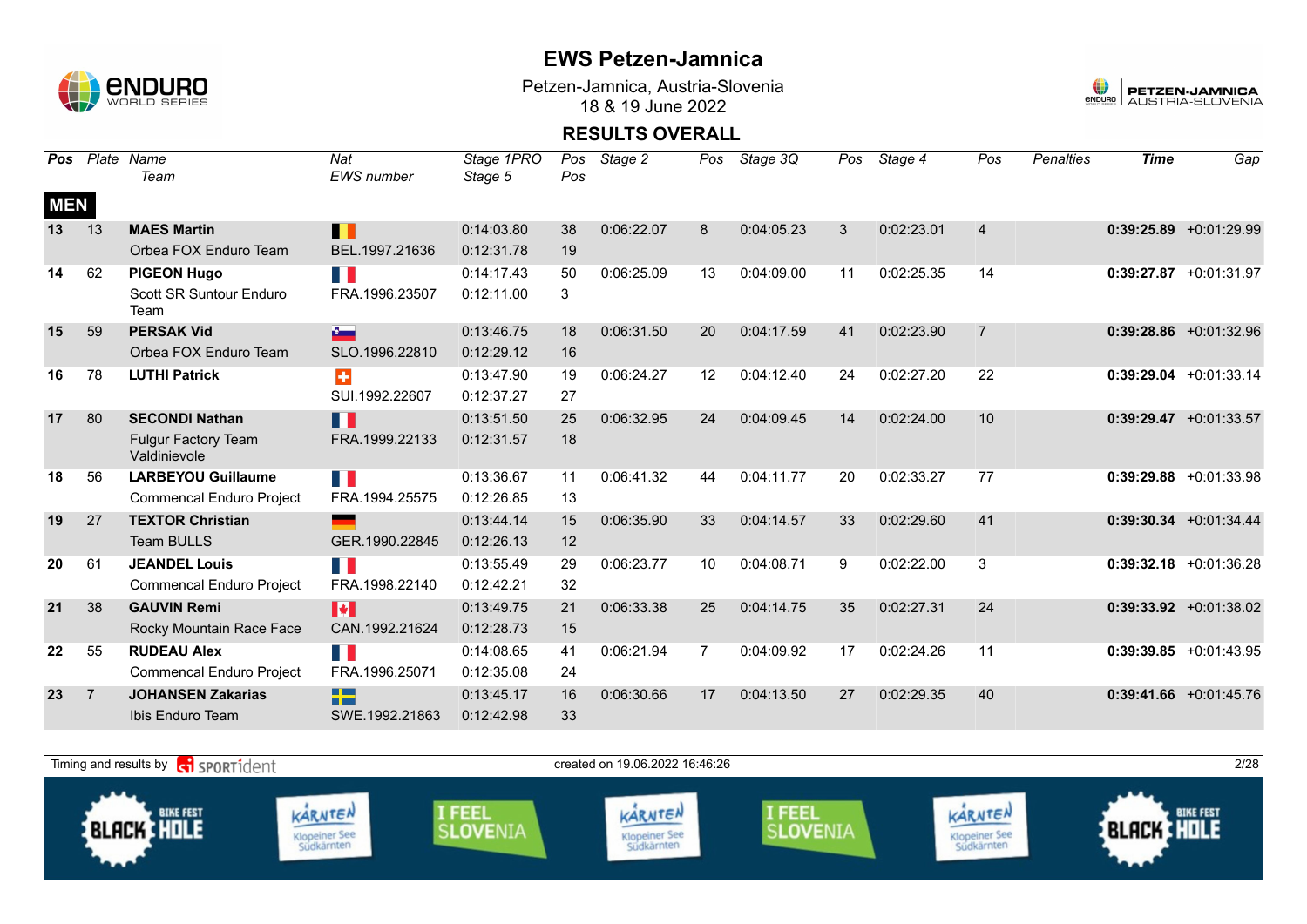# EWS Petzen-Jamnica

Petzen-Jamnica, Austria-Slovenia
18 & 19 June 2022

## RESULTS OVERALL

| Pos | Plate | Name / Team | Nat / EWS number | Stage 1PRO / Stage 5 | Pos / Pos | Stage 2 | Pos | Stage 3Q | Pos | Stage 4 | Pos | Penalties | Time | Gap |
|---|---|---|---|---|---|---|---|---|---|---|---|---|---|---|
| **MEN** | | | | | | | | | | | | | | |
| 13 | 13 | **MAES Martin** | | 0:14:03.80 | 38 | 0:06:22.07 | 8 | 0:04:05.23 | 3 | 0:02:23.01 | 4 | | **0:39:25.89** | +0:01:29.99 |
| | | Orbea FOX Enduro Team | BEL.1997.21636 | 0:12:31.78 | 19 | | | | | | | | | |
| 14 | 62 | **PIGEON Hugo** | | 0:14:17.43 | 50 | 0:06:25.09 | 13 | 0:04:09.00 | 11 | 0:02:25.35 | 14 | | **0:39:27.87** | +0:01:31.97 |
| | | Scott SR Suntour Enduro Team | FRA.1996.23507 | 0:12:11.00 | 3 | | | | | | | | | |
| 15 | 59 | **PERSAK Vid** | | 0:13:46.75 | 18 | 0:06:31.50 | 20 | 0:04:17.59 | 41 | 0:02:23.90 | 7 | | **0:39:28.86** | +0:01:32.96 |
| | | Orbea FOX Enduro Team | SLO.1996.22810 | 0:12:29.12 | 16 | | | | | | | | | |
| 16 | 78 | **LUTHI Patrick** | | 0:13:47.90 | 19 | 0:06:24.27 | 12 | 0:04:12.40 | 24 | 0:02:27.20 | 22 | | **0:39:29.04** | +0:01:33.14 |
| | | | SUI.1992.22607 | 0:12:37.27 | 27 | | | | | | | | | |
| 17 | 80 | **SECONDI Nathan** | | 0:13:51.50 | 25 | 0:06:32.95 | 24 | 0:04:09.45 | 14 | 0:02:24.00 | 10 | | **0:39:29.47** | +0:01:33.57 |
| | | Fulgur Factory Team Valdinievole | FRA.1999.22133 | 0:12:31.57 | 18 | | | | | | | | | |
| 18 | 56 | **LARBEYOU Guillaume** | | 0:13:36.67 | 11 | 0:06:41.32 | 44 | 0:04:11.77 | 20 | 0:02:33.27 | 77 | | **0:39:29.88** | +0:01:33.98 |
| | | Commencal Enduro Project | FRA.1994.25575 | 0:12:26.85 | 13 | | | | | | | | | |
| 19 | 27 | **TEXTOR Christian** | | 0:13:44.14 | 15 | 0:06:35.90 | 33 | 0:04:14.57 | 33 | 0:02:29.60 | 41 | | **0:39:30.34** | +0:01:34.44 |
| | | Team BULLS | GER.1990.22845 | 0:12:26.13 | 12 | | | | | | | | | |
| 20 | 61 | **JEANDEL Louis** | | 0:13:55.49 | 29 | 0:06:23.77 | 10 | 0:04:08.71 | 9 | 0:02:22.00 | 3 | | **0:39:32.18** | +0:01:36.28 |
| | | Commencal Enduro Project | FRA.1998.22140 | 0:12:42.21 | 32 | | | | | | | | | |
| 21 | 38 | **GAUVIN Remi** | | 0:13:49.75 | 21 | 0:06:33.38 | 25 | 0:04:14.75 | 35 | 0:02:27.31 | 24 | | **0:39:33.92** | +0:01:38.02 |
| | | Rocky Mountain Race Face | CAN.1992.21624 | 0:12:28.73 | 15 | | | | | | | | | |
| 22 | 55 | **RUDEAU Alex** | | 0:14:08.65 | 41 | 0:06:21.94 | 7 | 0:04:09.92 | 17 | 0:02:24.26 | 11 | | **0:39:39.85** | +0:01:43.95 |
| | | Commencal Enduro Project | FRA.1996.25071 | 0:12:35.08 | 24 | | | | | | | | | |
| 23 | 7 | **JOHANSEN Zakarias** | | 0:13:45.17 | 16 | 0:06:30.66 | 17 | 0:04:13.50 | 27 | 0:02:29.35 | 40 | | **0:39:41.66** | +0:01:45.76 |
| | | Ibis Enduro Team | SWE.1992.21863 | 0:12:42.98 | 33 | | | | | | | | | |

Timing and results by SPORTident — created on 19.06.2022 16:46:26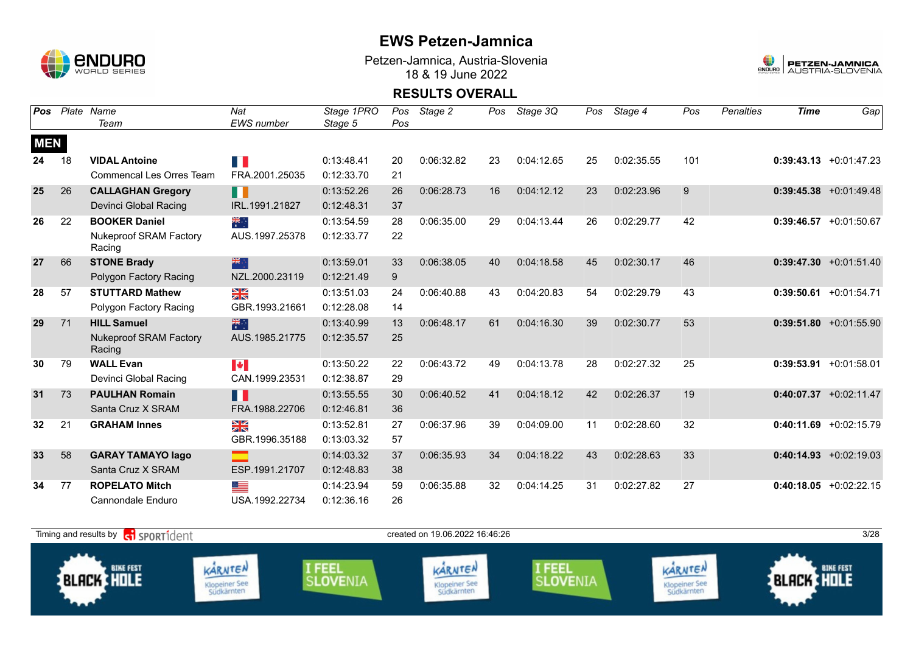# EWS Petzen-Jamnica

Petzen-Jamnica, Austria-Slovenia
18 & 19 June 2022

## RESULTS OVERALL

| Pos | Plate | Name / Team | Nat / EWS number | Stage 1PRO / Stage 5 | Pos / Pos | Stage 2 | Pos | Stage 3Q | Pos | Stage 4 | Pos | Penalties | Time | Gap |
|---|---|---|---|---|---|---|---|---|---|---|---|---|---|---|
| **MEN** | | | | | | | | | | | | | | |
| 24 | 18 | **VIDAL Antoine** | | 0:13:48.41 | 20 | 0:06:32.82 | 23 | 0:04:12.65 | 25 | 0:02:35.55 | 101 | | **0:39:43.13** | +0:01:47.23 |
| | | Commencal Les Orres Team | FRA.2001.25035 | 0:12:33.70 | 21 | | | | | | | | | |
| 25 | 26 | **CALLAGHAN Gregory** | | 0:13:52.26 | 26 | 0:06:28.73 | 16 | 0:04:12.12 | 23 | 0:02:23.96 | 9 | | **0:39:45.38** | +0:01:49.48 |
| | | Devinci Global Racing | IRL.1991.21827 | 0:12:48.31 | 37 | | | | | | | | | |
| 26 | 22 | **BOOKER Daniel** | | 0:13:54.59 | 28 | 0:06:35.00 | 29 | 0:04:13.44 | 26 | 0:02:29.77 | 42 | | **0:39:46.57** | +0:01:50.67 |
| | | Nukeproof SRAM Factory Racing | AUS.1997.25378 | 0:12:33.77 | 22 | | | | | | | | | |
| 27 | 66 | **STONE Brady** | | 0:13:59.01 | 33 | 0:06:38.05 | 40 | 0:04:18.58 | 45 | 0:02:30.17 | 46 | | **0:39:47.30** | +0:01:51.40 |
| | | Polygon Factory Racing | NZL.2000.23119 | 0:12:21.49 | 9 | | | | | | | | | |
| 28 | 57 | **STUTTARD Mathew** | | 0:13:51.03 | 24 | 0:06:40.88 | 43 | 0:04:20.83 | 54 | 0:02:29.79 | 43 | | **0:39:50.61** | +0:01:54.71 |
| | | Polygon Factory Racing | GBR.1993.21661 | 0:12:28.08 | 14 | | | | | | | | | |
| 29 | 71 | **HILL Samuel** | | 0:13:40.99 | 13 | 0:06:48.17 | 61 | 0:04:16.30 | 39 | 0:02:30.77 | 53 | | **0:39:51.80** | +0:01:55.90 |
| | | Nukeproof SRAM Factory Racing | AUS.1985.21775 | 0:12:35.57 | 25 | | | | | | | | | |
| 30 | 79 | **WALL Evan** | | 0:13:50.22 | 22 | 0:06:43.72 | 49 | 0:04:13.78 | 28 | 0:02:27.32 | 25 | | **0:39:53.91** | +0:01:58.01 |
| | | Devinci Global Racing | CAN.1999.23531 | 0:12:38.87 | 29 | | | | | | | | | |
| 31 | 73 | **PAULHAN Romain** | | 0:13:55.55 | 30 | 0:06:40.52 | 41 | 0:04:18.12 | 42 | 0:02:26.37 | 19 | | **0:40:07.37** | +0:02:11.47 |
| | | Santa Cruz X SRAM | FRA.1988.22706 | 0:12:46.81 | 36 | | | | | | | | | |
| 32 | 21 | **GRAHAM Innes** | | 0:13:52.81 | 27 | 0:06:37.96 | 39 | 0:04:09.00 | 11 | 0:02:28.60 | 32 | | **0:40:11.69** | +0:02:15.79 |
| | | | GBR.1996.35188 | 0:13:03.32 | 57 | | | | | | | | | |
| 33 | 58 | **GARAY TAMAYO Iago** | | 0:14:03.32 | 37 | 0:06:35.93 | 34 | 0:04:18.22 | 43 | 0:02:28.63 | 33 | | **0:40:14.93** | +0:02:19.03 |
| | | Santa Cruz X SRAM | ESP.1991.21707 | 0:12:48.83 | 38 | | | | | | | | | |
| 34 | 77 | **ROPELATO Mitch** | | 0:14:23.94 | 59 | 0:06:35.88 | 32 | 0:04:14.25 | 31 | 0:02:27.82 | 27 | | **0:40:18.05** | +0:02:22.15 |
| | | Cannondale Enduro | USA.1992.22734 | 0:12:36.16 | 26 | | | | | | | | | |

Timing and results by SPORTident — created on 19.06.2022 16:46:26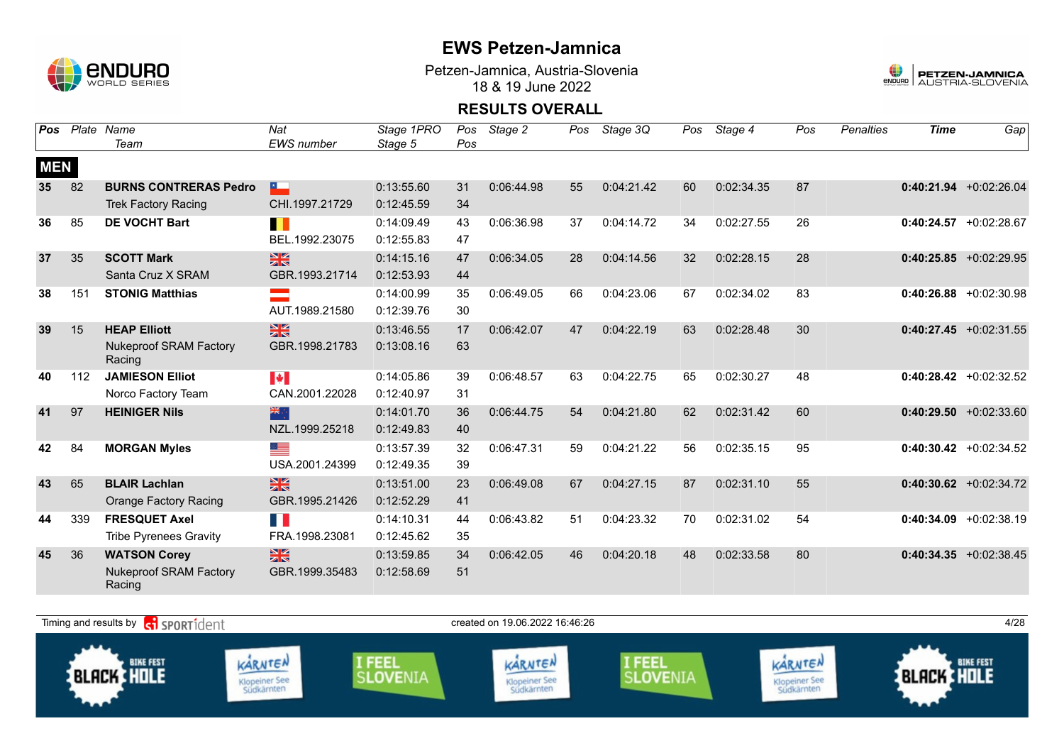# EWS Petzen-Jamnica

Petzen-Jamnica, Austria-Slovenia
18 & 19 June 2022

## RESULTS OVERALL

| Pos | Plate | Name / Team | Nat / EWS number | Stage 1PRO / Stage 5 | Pos / Pos | Stage 2 | Pos | Stage 3Q | Pos | Stage 4 | Pos | Penalties | Time | Gap |
|---|---|---|---|---|---|---|---|---|---|---|---|---|---|---|
| **MEN** | | | | | | | | | | | | | | |
| **35** | 82 | **BURNS CONTRERAS Pedro** | | 0:13:55.60 | 31 | 0:06:44.98 | 55 | 0:04:21.42 | 60 | 0:02:34.35 | 87 | | **0:40:21.94** | +0:02:26.04 |
| | | Trek Factory Racing | CHI.1997.21729 | 0:12:45.59 | 34 | | | | | | | | | |
| **36** | 85 | **DE VOCHT Bart** | | 0:14:09.49 | 43 | 0:06:36.98 | 37 | 0:04:14.72 | 34 | 0:02:27.55 | 26 | | **0:40:24.57** | +0:02:28.67 |
| | | | BEL.1992.23075 | 0:12:55.83 | 47 | | | | | | | | | |
| **37** | 35 | **SCOTT Mark** | | 0:14:15.16 | 47 | 0:06:34.05 | 28 | 0:04:14.56 | 32 | 0:02:28.15 | 28 | | **0:40:25.85** | +0:02:29.95 |
| | | Santa Cruz X SRAM | GBR.1993.21714 | 0:12:53.93 | 44 | | | | | | | | | |
| **38** | 151 | **STONIG Matthias** | | 0:14:00.99 | 35 | 0:06:49.05 | 66 | 0:04:23.06 | 67 | 0:02:34.02 | 83 | | **0:40:26.88** | +0:02:30.98 |
| | | | AUT.1989.21580 | 0:12:39.76 | 30 | | | | | | | | | |
| **39** | 15 | **HEAP Elliott** | | 0:13:46.55 | 17 | 0:06:42.07 | 47 | 0:04:22.19 | 63 | 0:02:28.48 | 30 | | **0:40:27.45** | +0:02:31.55 |
| | | Nukeproof SRAM Factory Racing | GBR.1998.21783 | 0:13:08.16 | 63 | | | | | | | | | |
| **40** | 112 | **JAMIESON Elliot** | | 0:14:05.86 | 39 | 0:06:48.57 | 63 | 0:04:22.75 | 65 | 0:02:30.27 | 48 | | **0:40:28.42** | +0:02:32.52 |
| | | Norco Factory Team | CAN.2001.22028 | 0:12:40.97 | 31 | | | | | | | | | |
| **41** | 97 | **HEINIGER Nils** | | 0:14:01.70 | 36 | 0:06:44.75 | 54 | 0:04:21.80 | 62 | 0:02:31.42 | 60 | | **0:40:29.50** | +0:02:33.60 |
| | | | NZL.1999.25218 | 0:12:49.83 | 40 | | | | | | | | | |
| **42** | 84 | **MORGAN Myles** | | 0:13:57.39 | 32 | 0:06:47.31 | 59 | 0:04:21.22 | 56 | 0:02:35.15 | 95 | | **0:40:30.42** | +0:02:34.52 |
| | | | USA.2001.24399 | 0:12:49.35 | 39 | | | | | | | | | |
| **43** | 65 | **BLAIR Lachlan** | | 0:13:51.00 | 23 | 0:06:49.08 | 67 | 0:04:27.15 | 87 | 0:02:31.10 | 55 | | **0:40:30.62** | +0:02:34.72 |
| | | Orange Factory Racing | GBR.1995.21426 | 0:12:52.29 | 41 | | | | | | | | | |
| **44** | 339 | **FRESQUET Axel** | | 0:14:10.31 | 44 | 0:06:43.82 | 51 | 0:04:23.32 | 70 | 0:02:31.02 | 54 | | **0:40:34.09** | +0:02:38.19 |
| | | Tribe Pyrenees Gravity | FRA.1998.23081 | 0:12:45.62 | 35 | | | | | | | | | |
| **45** | 36 | **WATSON Corey** | | 0:13:59.85 | 34 | 0:06:42.05 | 46 | 0:04:20.18 | 48 | 0:02:33.58 | 80 | | **0:40:34.35** | +0:02:38.45 |
| | | Nukeproof SRAM Factory Racing | GBR.1999.35483 | 0:12:58.69 | 51 | | | | | | | | | |

Timing and results by SPORTident — created on 19.06.2022 16:46:26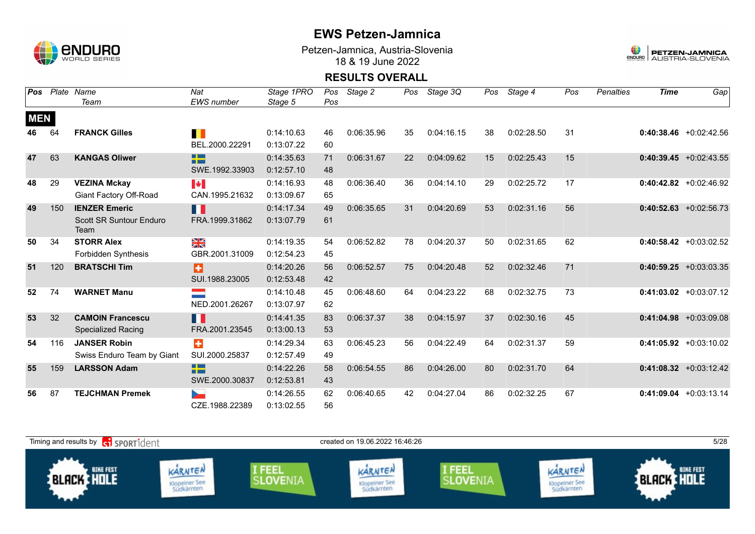# EWS Petzen-Jamnica

Petzen-Jamnica, Austria-Slovenia
18 & 19 June 2022

## RESULTS OVERALL

| Pos | Plate | Name / Team | Nat / EWS number | Stage 1PRO / Stage 5 | Pos / Pos | Stage 2 | Pos | Stage 3Q | Pos | Stage 4 | Pos | Penalties | Time | Gap |
|---|---|---|---|---|---|---|---|---|---|---|---|---|---|---|
| **MEN** | | | | | | | | | | | | | | |
| 46 | 64 | **FRANCK Gilles** | BEL.2000.22291 | 0:14:10.63 / 0:13:07.22 | 46 / 60 | 0:06:35.96 | 35 | 0:04:16.15 | 38 | 0:02:28.50 | 31 | | **0:40:38.46** | +0:02:42.56 |
| 47 | 63 | **KANGAS Oliwer** | SWE.1992.33903 | 0:14:35.63 / 0:12:57.10 | 71 / 48 | 0:06:31.67 | 22 | 0:04:09.62 | 15 | 0:02:25.43 | 15 | | **0:40:39.45** | +0:02:43.55 |
| 48 | 29 | **VEZINA Mckay** / Giant Factory Off-Road | CAN.1995.21632 | 0:14:16.93 / 0:13:09.67 | 48 / 65 | 0:06:36.40 | 36 | 0:04:14.10 | 29 | 0:02:25.72 | 17 | | **0:40:42.82** | +0:02:46.92 |
| 49 | 150 | **IENZER Emeric** / Scott SR Suntour Enduro Team | FRA.1999.31862 | 0:14:17.34 / 0:13:07.79 | 49 / 61 | 0:06:35.65 | 31 | 0:04:20.69 | 53 | 0:02:31.16 | 56 | | **0:40:52.63** | +0:02:56.73 |
| 50 | 34 | **STORR Alex** / Forbidden Synthesis | GBR.2001.31009 | 0:14:19.35 / 0:12:54.23 | 54 / 45 | 0:06:52.82 | 78 | 0:04:20.37 | 50 | 0:02:31.65 | 62 | | **0:40:58.42** | +0:03:02.52 |
| 51 | 120 | **BRATSCHI Tim** | SUI.1988.23005 | 0:14:20.26 / 0:12:53.48 | 56 / 42 | 0:06:52.57 | 75 | 0:04:20.48 | 52 | 0:02:32.46 | 71 | | **0:40:59.25** | +0:03:03.35 |
| 52 | 74 | **WARNET Manu** | NED.2001.26267 | 0:14:10.48 / 0:13:07.97 | 45 / 62 | 0:06:48.60 | 64 | 0:04:23.22 | 68 | 0:02:32.75 | 73 | | **0:41:03.02** | +0:03:07.12 |
| 53 | 32 | **CAMOIN Francescu** / Specialized Racing | FRA.2001.23545 | 0:14:41.35 / 0:13:00.13 | 83 / 53 | 0:06:37.37 | 38 | 0:04:15.97 | 37 | 0:02:30.16 | 45 | | **0:41:04.98** | +0:03:09.08 |
| 54 | 116 | **JANSER Robin** / Swiss Enduro Team by Giant | SUI.2000.25837 | 0:14:29.34 / 0:12:57.49 | 63 / 49 | 0:06:45.23 | 56 | 0:04:22.49 | 64 | 0:02:31.37 | 59 | | **0:41:05.92** | +0:03:10.02 |
| 55 | 159 | **LARSSON Adam** | SWE.2000.30837 | 0:14:22.26 / 0:12:53.81 | 58 / 43 | 0:06:54.55 | 86 | 0:04:26.00 | 80 | 0:02:31.70 | 64 | | **0:41:08.32** | +0:03:12.42 |
| 56 | 87 | **TEJCHMAN Premek** | CZE.1988.22389 | 0:14:26.55 / 0:13:02.55 | 62 / 56 | 0:06:40.65 | 42 | 0:04:27.04 | 86 | 0:02:32.25 | 67 | | **0:41:09.04** | +0:03:13.14 |

Timing and results by SPORTident — created on 19.06.2022 16:46:26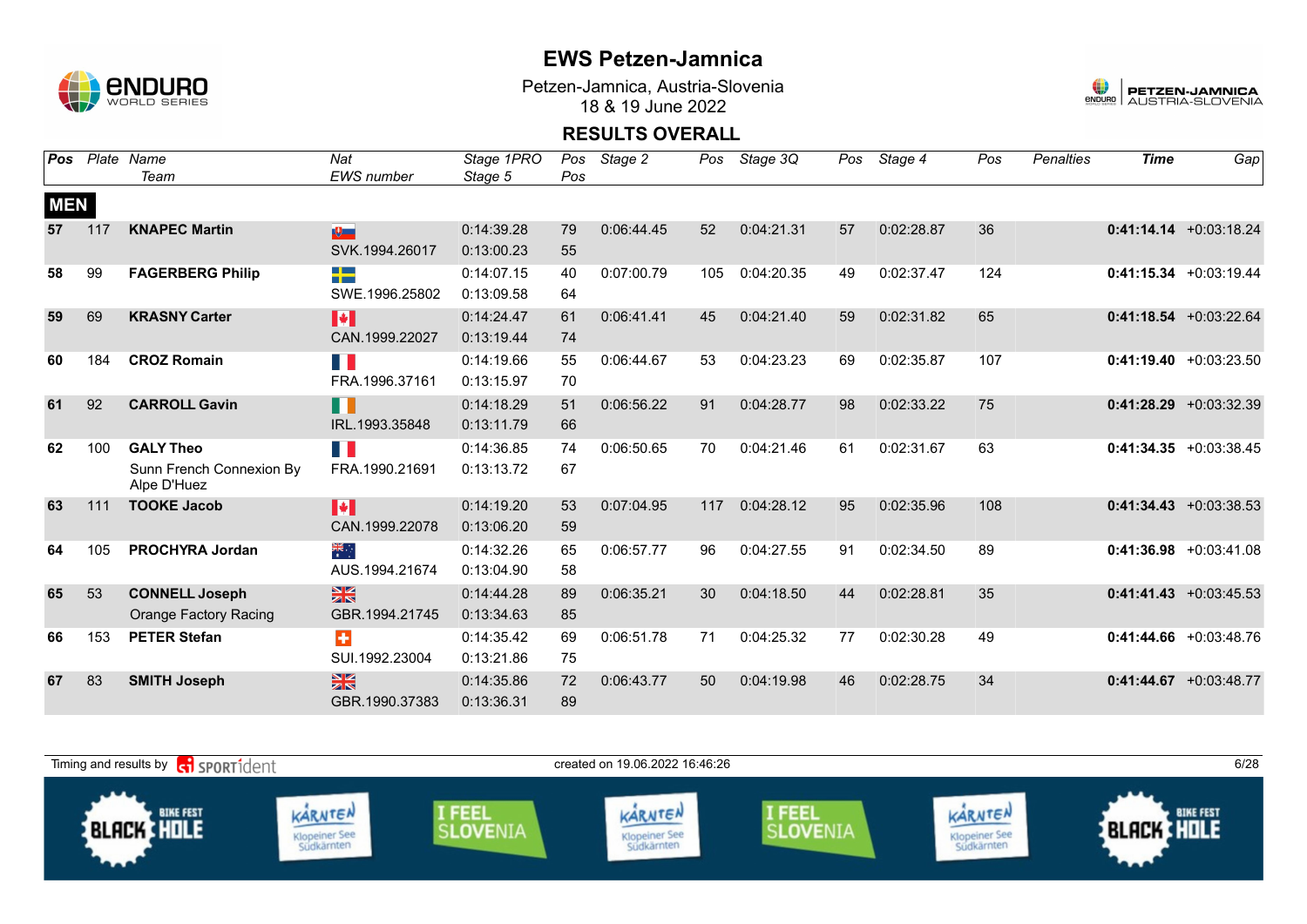# EWS Petzen-Jamnica

Petzen-Jamnica, Austria-Slovenia
18 & 19 June 2022

## RESULTS OVERALL

| Pos | Plate | Name / Team | Nat / EWS number | Stage 1PRO / Stage 5 | Pos / Pos | Stage 2 | Pos | Stage 3Q | Pos | Stage 4 | Pos | Penalties | Time | Gap |
|---|---|---|---|---|---|---|---|---|---|---|---|---|---|---|
| **MEN** | | | | | | | | | | | | | | |
| 57 | 117 | **KNAPEC Martin** | SVK.1994.26017 | 0:14:39.28 / 0:13:00.23 | 79 / 55 | 0:06:44.45 | 52 | 0:04:21.31 | 57 | 0:02:28.87 | 36 | | **0:41:14.14** | +0:03:18.24 |
| 58 | 99 | **FAGERBERG Philip** | SWE.1996.25802 | 0:14:07.15 / 0:13:09.58 | 40 / 64 | 0:07:00.79 | 105 | 0:04:20.35 | 49 | 0:02:37.47 | 124 | | **0:41:15.34** | +0:03:19.44 |
| 59 | 69 | **KRASNY Carter** | CAN.1999.22027 | 0:14:24.47 / 0:13:19.44 | 61 / 74 | 0:06:41.41 | 45 | 0:04:21.40 | 59 | 0:02:31.82 | 65 | | **0:41:18.54** | +0:03:22.64 |
| 60 | 184 | **CROZ Romain** | FRA.1996.37161 | 0:14:19.66 / 0:13:15.97 | 55 / 70 | 0:06:44.67 | 53 | 0:04:23.23 | 69 | 0:02:35.87 | 107 | | **0:41:19.40** | +0:03:23.50 |
| 61 | 92 | **CARROLL Gavin** | IRL.1993.35848 | 0:14:18.29 / 0:13:11.79 | 51 / 66 | 0:06:56.22 | 91 | 0:04:28.77 | 98 | 0:02:33.22 | 75 | | **0:41:28.29** | +0:03:32.39 |
| 62 | 100 | **GALY Theo** / Sunn French Connexion By Alpe D'Huez | FRA.1990.21691 | 0:14:36.85 / 0:13:13.72 | 74 / 67 | 0:06:50.65 | 70 | 0:04:21.46 | 61 | 0:02:31.67 | 63 | | **0:41:34.35** | +0:03:38.45 |
| 63 | 111 | **TOOKE Jacob** | CAN.1999.22078 | 0:14:19.20 / 0:13:06.20 | 53 / 59 | 0:07:04.95 | 117 | 0:04:28.12 | 95 | 0:02:35.96 | 108 | | **0:41:34.43** | +0:03:38.53 |
| 64 | 105 | **PROCHYRA Jordan** | AUS.1994.21674 | 0:14:32.26 / 0:13:04.90 | 65 / 58 | 0:06:57.77 | 96 | 0:04:27.55 | 91 | 0:02:34.50 | 89 | | **0:41:36.98** | +0:03:41.08 |
| 65 | 53 | **CONNELL Joseph** / Orange Factory Racing | GBR.1994.21745 | 0:14:44.28 / 0:13:34.63 | 89 / 85 | 0:06:35.21 | 30 | 0:04:18.50 | 44 | 0:02:28.81 | 35 | | **0:41:41.43** | +0:03:45.53 |
| 66 | 153 | **PETER Stefan** | SUI.1992.23004 | 0:14:35.42 / 0:13:21.86 | 69 / 75 | 0:06:51.78 | 71 | 0:04:25.32 | 77 | 0:02:30.28 | 49 | | **0:41:44.66** | +0:03:48.76 |
| 67 | 83 | **SMITH Joseph** | GBR.1990.37383 | 0:14:35.86 / 0:13:36.31 | 72 / 89 | 0:06:43.77 | 50 | 0:04:19.98 | 46 | 0:02:28.75 | 34 | | **0:41:44.67** | +0:03:48.77 |

Timing and results by SPORTident — created on 19.06.2022 16:46:26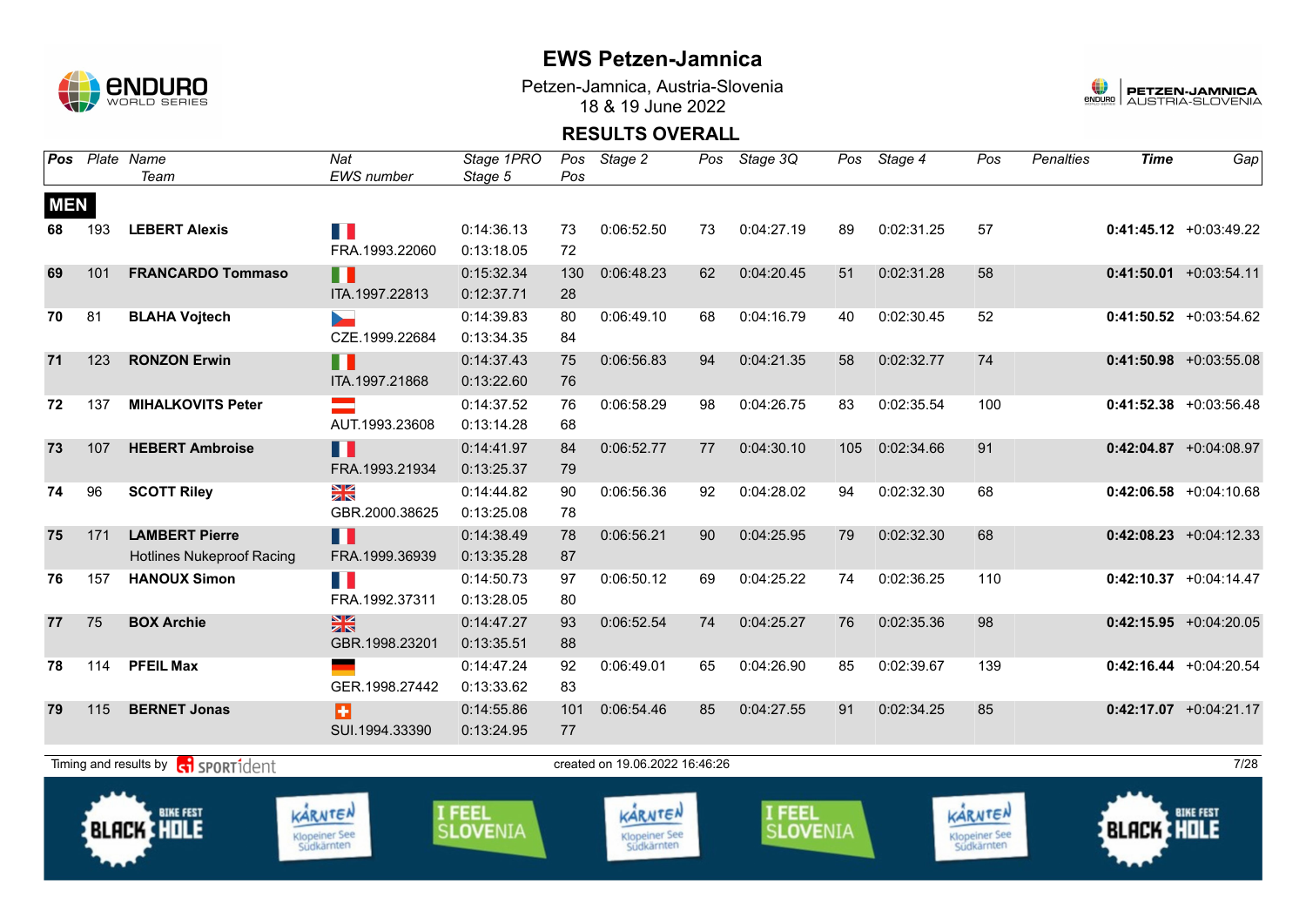# EWS Petzen-Jamnica

Petzen-Jamnica, Austria-Slovenia
18 & 19 June 2022

## RESULTS OVERALL

| Pos | Plate | Name / Team | Nat / EWS number | Stage 1PRO / Stage 5 | Pos / Pos | Stage 2 | Pos | Stage 3Q | Pos | Stage 4 | Pos | Penalties | Time | Gap |
|---|---|---|---|---|---|---|---|---|---|---|---|---|---|---|
| **MEN** | | | | | | | | | | | | | | |
| 68 | 193 | **LEBERT Alexis** | FRA.1993.22060 | 0:14:36.13 / 0:13:18.05 | 73 / 72 | 0:06:52.50 | 73 | 0:04:27.19 | 89 | 0:02:31.25 | 57 | | **0:41:45.12** | +0:03:49.22 |
| 69 | 101 | **FRANCARDO Tommaso** | ITA.1997.22813 | 0:15:32.34 / 0:12:37.71 | 130 / 28 | 0:06:48.23 | 62 | 0:04:20.45 | 51 | 0:02:31.28 | 58 | | **0:41:50.01** | +0:03:54.11 |
| 70 | 81 | **BLAHA Vojtech** | CZE.1999.22684 | 0:14:39.83 / 0:13:34.35 | 80 / 84 | 0:06:49.10 | 68 | 0:04:16.79 | 40 | 0:02:30.45 | 52 | | **0:41:50.52** | +0:03:54.62 |
| 71 | 123 | **RONZON Erwin** | ITA.1997.21868 | 0:14:37.43 / 0:13:22.60 | 75 / 76 | 0:06:56.83 | 94 | 0:04:21.35 | 58 | 0:02:32.77 | 74 | | **0:41:50.98** | +0:03:55.08 |
| 72 | 137 | **MIHALKOVITS Peter** | AUT.1993.23608 | 0:14:37.52 / 0:13:14.28 | 76 / 68 | 0:06:58.29 | 98 | 0:04:26.75 | 83 | 0:02:35.54 | 100 | | **0:41:52.38** | +0:03:56.48 |
| 73 | 107 | **HEBERT Ambroise** | FRA.1993.21934 | 0:14:41.97 / 0:13:25.37 | 84 / 79 | 0:06:52.77 | 77 | 0:04:30.10 | 105 | 0:02:34.66 | 91 | | **0:42:04.87** | +0:04:08.97 |
| 74 | 96 | **SCOTT Riley** | GBR.2000.38625 | 0:14:44.82 / 0:13:25.08 | 90 / 78 | 0:06:56.36 | 92 | 0:04:28.02 | 94 | 0:02:32.30 | 68 | | **0:42:06.58** | +0:04:10.68 |
| 75 | 171 | **LAMBERT Pierre** / Hotlines Nukeproof Racing | FRA.1999.36939 | 0:14:38.49 / 0:13:35.28 | 78 / 87 | 0:06:56.21 | 90 | 0:04:25.95 | 79 | 0:02:32.30 | 68 | | **0:42:08.23** | +0:04:12.33 |
| 76 | 157 | **HANOUX Simon** | FRA.1992.37311 | 0:14:50.73 / 0:13:28.05 | 97 / 80 | 0:06:50.12 | 69 | 0:04:25.22 | 74 | 0:02:36.25 | 110 | | **0:42:10.37** | +0:04:14.47 |
| 77 | 75 | **BOX Archie** | GBR.1998.23201 | 0:14:47.27 / 0:13:35.51 | 93 / 88 | 0:06:52.54 | 74 | 0:04:25.27 | 76 | 0:02:35.36 | 98 | | **0:42:15.95** | +0:04:20.05 |
| 78 | 114 | **PFEIL Max** | GER.1998.27442 | 0:14:47.24 / 0:13:33.62 | 92 / 83 | 0:06:49.01 | 65 | 0:04:26.90 | 85 | 0:02:39.67 | 139 | | **0:42:16.44** | +0:04:20.54 |
| 79 | 115 | **BERNET Jonas** | SUI.1994.33390 | 0:14:55.86 / 0:13:24.95 | 101 / 77 | 0:06:54.46 | 85 | 0:04:27.55 | 91 | 0:02:34.25 | 85 | | **0:42:17.07** | +0:04:21.17 |

Timing and results by SPORTident — created on 19.06.2022 16:46:26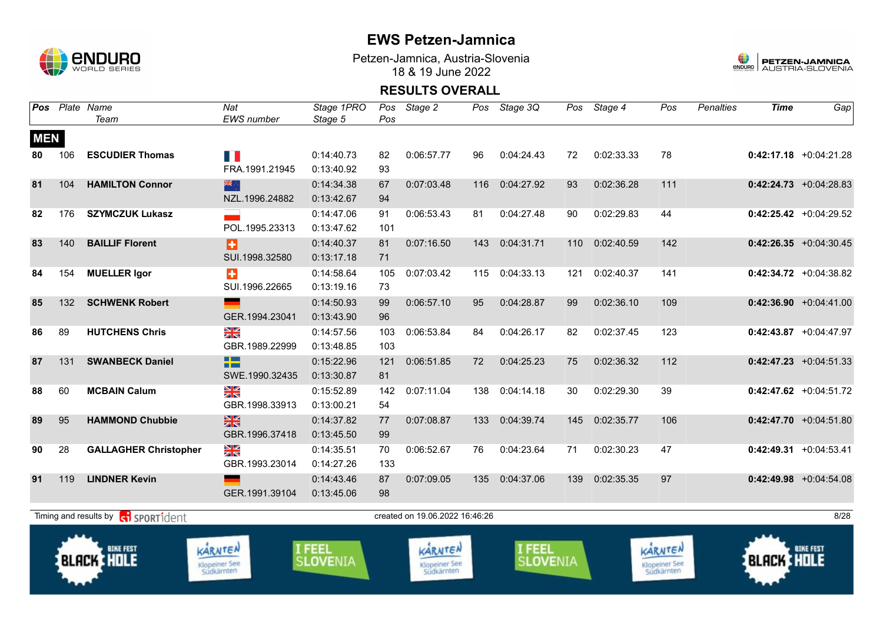# EWS Petzen-Jamnica

Petzen-Jamnica, Austria-Slovenia
18 & 19 June 2022

## RESULTS OVERALL

| Pos | Plate | Name / Team | Nat / EWS number | Stage 1PRO / Stage 5 | Pos / Pos | Stage 2 | Pos | Stage 3Q | Pos | Stage 4 | Pos | Penalties | Time | Gap |
|---|---|---|---|---|---|---|---|---|---|---|---|---|---|---|
| **MEN** | | | | | | | | | | | | | | |
| **80** | 106 | **ESCUDIER Thomas** | FRA.1991.21945 | 0:14:40.73 / 0:13:40.92 | 82 / 93 | 0:06:57.77 | 96 | 0:04:24.43 | 72 | 0:02:33.33 | 78 | | **0:42:17.18** | +0:04:21.28 |
| **81** | 104 | **HAMILTON Connor** | NZL.1996.24882 | 0:14:34.38 / 0:13:42.67 | 67 / 94 | 0:07:03.48 | 116 | 0:04:27.92 | 93 | 0:02:36.28 | 111 | | **0:42:24.73** | +0:04:28.83 |
| **82** | 176 | **SZYMCZUK Lukasz** | POL.1995.23313 | 0:14:47.06 / 0:13:47.62 | 91 / 101 | 0:06:53.43 | 81 | 0:04:27.48 | 90 | 0:02:29.83 | 44 | | **0:42:25.42** | +0:04:29.52 |
| **83** | 140 | **BAILLIF Florent** | SUI.1998.32580 | 0:14:40.37 / 0:13:17.18 | 81 / 71 | 0:07:16.50 | 143 | 0:04:31.71 | 110 | 0:02:40.59 | 142 | | **0:42:26.35** | +0:04:30.45 |
| **84** | 154 | **MUELLER Igor** | SUI.1996.22665 | 0:14:58.64 / 0:13:19.16 | 105 / 73 | 0:07:03.42 | 115 | 0:04:33.13 | 121 | 0:02:40.37 | 141 | | **0:42:34.72** | +0:04:38.82 |
| **85** | 132 | **SCHWENK Robert** | GER.1994.23041 | 0:14:50.93 / 0:13:43.90 | 99 / 96 | 0:06:57.10 | 95 | 0:04:28.87 | 99 | 0:02:36.10 | 109 | | **0:42:36.90** | +0:04:41.00 |
| **86** | 89 | **HUTCHENS Chris** | GBR.1989.22999 | 0:14:57.56 / 0:13:48.85 | 103 / 103 | 0:06:53.84 | 84 | 0:04:26.17 | 82 | 0:02:37.45 | 123 | | **0:42:43.87** | +0:04:47.97 |
| **87** | 131 | **SWANBECK Daniel** | SWE.1990.32435 | 0:15:22.96 / 0:13:30.87 | 121 / 81 | 0:06:51.85 | 72 | 0:04:25.23 | 75 | 0:02:36.32 | 112 | | **0:42:47.23** | +0:04:51.33 |
| **88** | 60 | **MCBAIN Calum** | GBR.1998.33913 | 0:15:52.89 / 0:13:00.21 | 142 / 54 | 0:07:11.04 | 138 | 0:04:14.18 | 30 | 0:02:29.30 | 39 | | **0:42:47.62** | +0:04:51.72 |
| **89** | 95 | **HAMMOND Chubbie** | GBR.1996.37418 | 0:14:37.82 / 0:13:45.50 | 77 / 99 | 0:07:08.87 | 133 | 0:04:39.74 | 145 | 0:02:35.77 | 106 | | **0:42:47.70** | +0:04:51.80 |
| **90** | 28 | **GALLAGHER Christopher** | GBR.1993.23014 | 0:14:35.51 / 0:14:27.26 | 70 / 133 | 0:06:52.67 | 76 | 0:04:23.64 | 71 | 0:02:30.23 | 47 | | **0:42:49.31** | +0:04:53.41 |
| **91** | 119 | **LINDNER Kevin** | GER.1991.39104 | 0:14:43.46 / 0:13:45.06 | 87 / 98 | 0:07:09.05 | 135 | 0:04:37.06 | 139 | 0:02:35.35 | 97 | | **0:42:49.98** | +0:04:54.08 |

Timing and results by SPORTident — created on 19.06.2022 16:46:26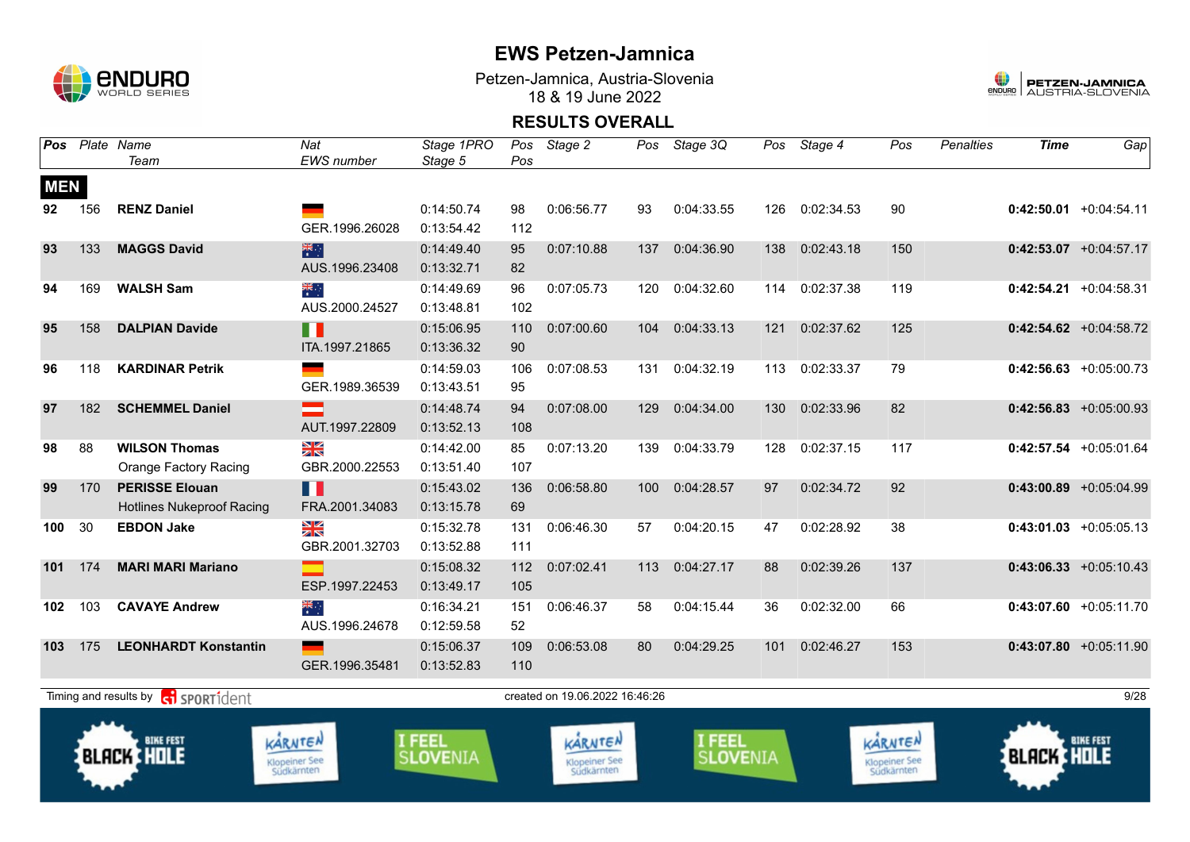# EWS Petzen-Jamnica

Petzen-Jamnica, Austria-Slovenia
18 & 19 June 2022

## RESULTS OVERALL

| Pos | Plate | Name / Team | Nat / EWS number | Stage 1PRO / Stage 5 | Pos / Pos | Stage 2 | Pos | Stage 3Q | Pos | Stage 4 | Pos | Penalties | Time | Gap |
|---|---|---|---|---|---|---|---|---|---|---|---|---|---|---|
| **MEN** | | | | | | | | | | | | | | |
| 92 | 156 | **RENZ Daniel** | GER.1996.26028 | 0:14:50.74 / 0:13:54.42 | 98 / 112 | 0:06:56.77 | 93 | 0:04:33.55 | 126 | 0:02:34.53 | 90 | | **0:42:50.01** | +0:04:54.11 |
| 93 | 133 | **MAGGS David** | AUS.1996.23408 | 0:14:49.40 / 0:13:32.71 | 95 / 82 | 0:07:10.88 | 137 | 0:04:36.90 | 138 | 0:02:43.18 | 150 | | **0:42:53.07** | +0:04:57.17 |
| 94 | 169 | **WALSH Sam** | AUS.2000.24527 | 0:14:49.69 / 0:13:48.81 | 96 / 102 | 0:07:05.73 | 120 | 0:04:32.60 | 114 | 0:02:37.38 | 119 | | **0:42:54.21** | +0:04:58.31 |
| 95 | 158 | **DALPIAN Davide** | ITA.1997.21865 | 0:15:06.95 / 0:13:36.32 | 110 / 90 | 0:07:00.60 | 104 | 0:04:33.13 | 121 | 0:02:37.62 | 125 | | **0:42:54.62** | +0:04:58.72 |
| 96 | 118 | **KARDINAR Petrik** | GER.1989.36539 | 0:14:59.03 / 0:13:43.51 | 106 / 95 | 0:07:08.53 | 131 | 0:04:32.19 | 113 | 0:02:33.37 | 79 | | **0:42:56.63** | +0:05:00.73 |
| 97 | 182 | **SCHEMMEL Daniel** | AUT.1997.22809 | 0:14:48.74 / 0:13:52.13 | 94 / 108 | 0:07:08.00 | 129 | 0:04:34.00 | 130 | 0:02:33.96 | 82 | | **0:42:56.83** | +0:05:00.93 |
| 98 | 88 | **WILSON Thomas** / Orange Factory Racing | GBR.2000.22553 | 0:14:42.00 / 0:13:51.40 | 85 / 107 | 0:07:13.20 | 139 | 0:04:33.79 | 128 | 0:02:37.15 | 117 | | **0:42:57.54** | +0:05:01.64 |
| 99 | 170 | **PERISSE Elouan** / Hotlines Nukeproof Racing | FRA.2001.34083 | 0:15:43.02 / 0:13:15.78 | 136 / 69 | 0:06:58.80 | 100 | 0:04:28.57 | 97 | 0:02:34.72 | 92 | | **0:43:00.89** | +0:05:04.99 |
| 100 | 30 | **EBDON Jake** | GBR.2001.32703 | 0:15:32.78 / 0:13:52.88 | 131 / 111 | 0:06:46.30 | 57 | 0:04:20.15 | 47 | 0:02:28.92 | 38 | | **0:43:01.03** | +0:05:05.13 |
| 101 | 174 | **MARI MARI Mariano** | ESP.1997.22453 | 0:15:08.32 / 0:13:49.17 | 112 / 105 | 0:07:02.41 | 113 | 0:04:27.17 | 88 | 0:02:39.26 | 137 | | **0:43:06.33** | +0:05:10.43 |
| 102 | 103 | **CAVAYE Andrew** | AUS.1996.24678 | 0:16:34.21 / 0:12:59.58 | 151 / 52 | 0:06:46.37 | 58 | 0:04:15.44 | 36 | 0:02:32.00 | 66 | | **0:43:07.60** | +0:05:11.70 |
| 103 | 175 | **LEONHARDT Konstantin** | GER.1996.35481 | 0:15:06.37 / 0:13:52.83 | 109 / 110 | 0:06:53.08 | 80 | 0:04:29.25 | 101 | 0:02:46.27 | 153 | | **0:43:07.80** | +0:05:11.90 |

Timing and results by SPORTident — created on 19.06.2022 16:46:26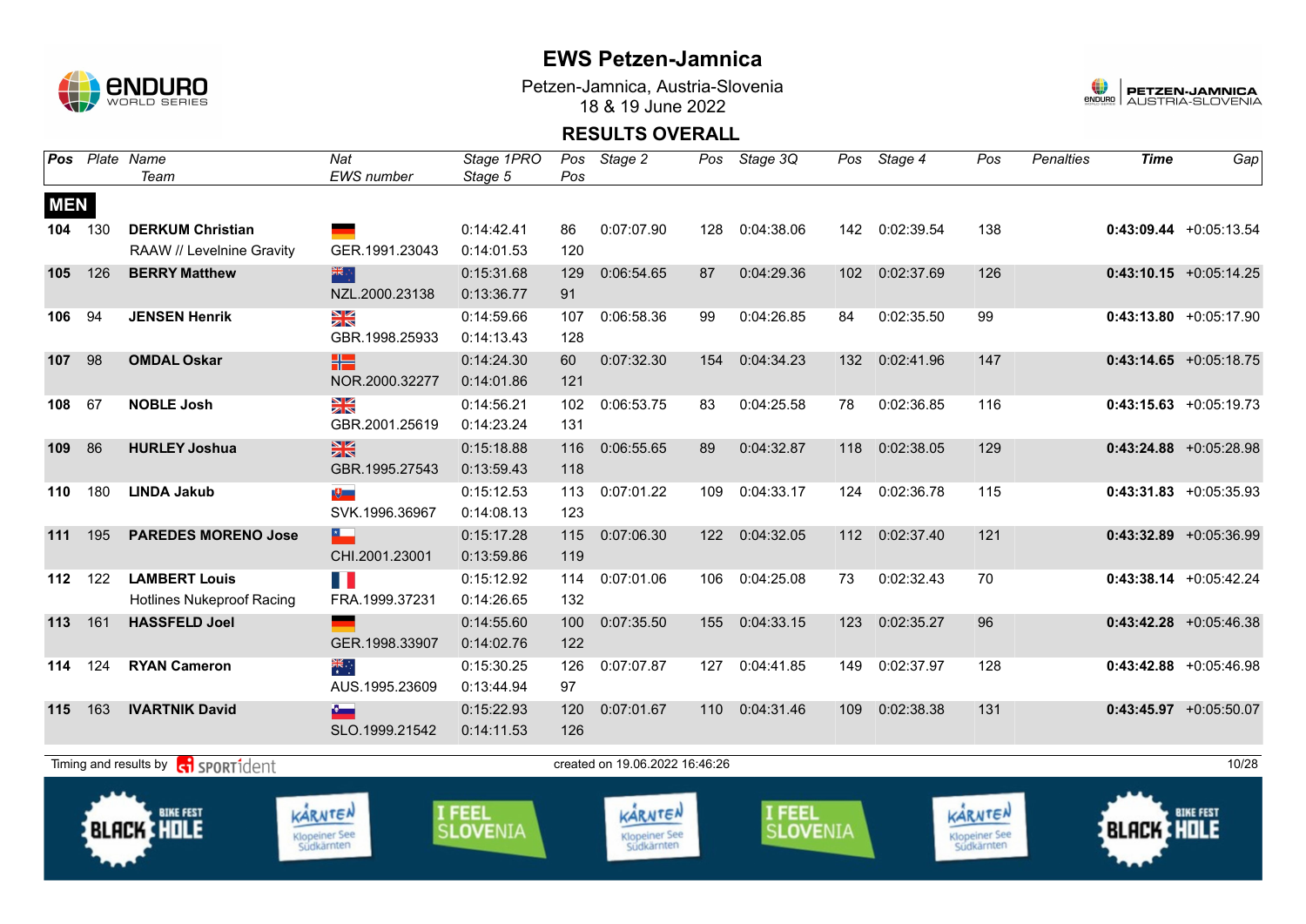# EWS Petzen-Jamnica

Petzen-Jamnica, Austria-Slovenia
18 & 19 June 2022

## RESULTS OVERALL

| Pos | Plate | Name / Team | Nat / EWS number | Stage 1PRO / Stage 5 | Pos / Pos | Stage 2 | Pos | Stage 3Q | Pos | Stage 4 | Pos | Penalties | Time | Gap |
|---|---|---|---|---|---|---|---|---|---|---|---|---|---|---|
| **MEN** | | | | | | | | | | | | | | |
| **104** | 130 | **DERKUM Christian** RAAW // Levelnine Gravity | GER.1991.23043 | 0:14:42.41 / 0:14:01.53 | 86 / 120 | 0:07:07.90 | 128 | 0:04:38.06 | 142 | 0:02:39.54 | 138 | | **0:43:09.44** | +0:05:13.54 |
| **105** | 126 | **BERRY Matthew** | NZL.2000.23138 | 0:15:31.68 / 0:13:36.77 | 129 / 91 | 0:06:54.65 | 87 | 0:04:29.36 | 102 | 0:02:37.69 | 126 | | **0:43:10.15** | +0:05:14.25 |
| **106** | 94 | **JENSEN Henrik** | GBR.1998.25933 | 0:14:59.66 / 0:14:13.43 | 107 / 128 | 0:06:58.36 | 99 | 0:04:26.85 | 84 | 0:02:35.50 | 99 | | **0:43:13.80** | +0:05:17.90 |
| **107** | 98 | **OMDAL Oskar** | NOR.2000.32277 | 0:14:24.30 / 0:14:01.86 | 60 / 121 | 0:07:32.30 | 154 | 0:04:34.23 | 132 | 0:02:41.96 | 147 | | **0:43:14.65** | +0:05:18.75 |
| **108** | 67 | **NOBLE Josh** | GBR.2001.25619 | 0:14:56.21 / 0:14:23.24 | 102 / 131 | 0:06:53.75 | 83 | 0:04:25.58 | 78 | 0:02:36.85 | 116 | | **0:43:15.63** | +0:05:19.73 |
| **109** | 86 | **HURLEY Joshua** | GBR.1995.27543 | 0:15:18.88 / 0:13:59.43 | 116 / 118 | 0:06:55.65 | 89 | 0:04:32.87 | 118 | 0:02:38.05 | 129 | | **0:43:24.88** | +0:05:28.98 |
| **110** | 180 | **LINDA Jakub** | SVK.1996.36967 | 0:15:12.53 / 0:14:08.13 | 113 / 123 | 0:07:01.22 | 109 | 0:04:33.17 | 124 | 0:02:36.78 | 115 | | **0:43:31.83** | +0:05:35.93 |
| **111** | 195 | **PAREDES MORENO Jose** | CHI.2001.23001 | 0:15:17.28 / 0:13:59.86 | 115 / 119 | 0:07:06.30 | 122 | 0:04:32.05 | 112 | 0:02:37.40 | 121 | | **0:43:32.89** | +0:05:36.99 |
| **112** | 122 | **LAMBERT Louis** Hotlines Nukeproof Racing | FRA.1999.37231 | 0:15:12.92 / 0:14:26.65 | 114 / 132 | 0:07:01.06 | 106 | 0:04:25.08 | 73 | 0:02:32.43 | 70 | | **0:43:38.14** | +0:05:42.24 |
| **113** | 161 | **HASSFELD Joel** | GER.1998.33907 | 0:14:55.60 / 0:14:02.76 | 100 / 122 | 0:07:35.50 | 155 | 0:04:33.15 | 123 | 0:02:35.27 | 96 | | **0:43:42.28** | +0:05:46.38 |
| **114** | 124 | **RYAN Cameron** | AUS.1995.23609 | 0:15:30.25 / 0:13:44.94 | 126 / 97 | 0:07:07.87 | 127 | 0:04:41.85 | 149 | 0:02:37.97 | 128 | | **0:43:42.88** | +0:05:46.98 |
| **115** | 163 | **IVARTNIK David** | SLO.1999.21542 | 0:15:22.93 / 0:14:11.53 | 120 / 126 | 0:07:01.67 | 110 | 0:04:31.46 | 109 | 0:02:38.38 | 131 | | **0:43:45.97** | +0:05:50.07 |

Timing and results by SPORTident — created on 19.06.2022 16:46:26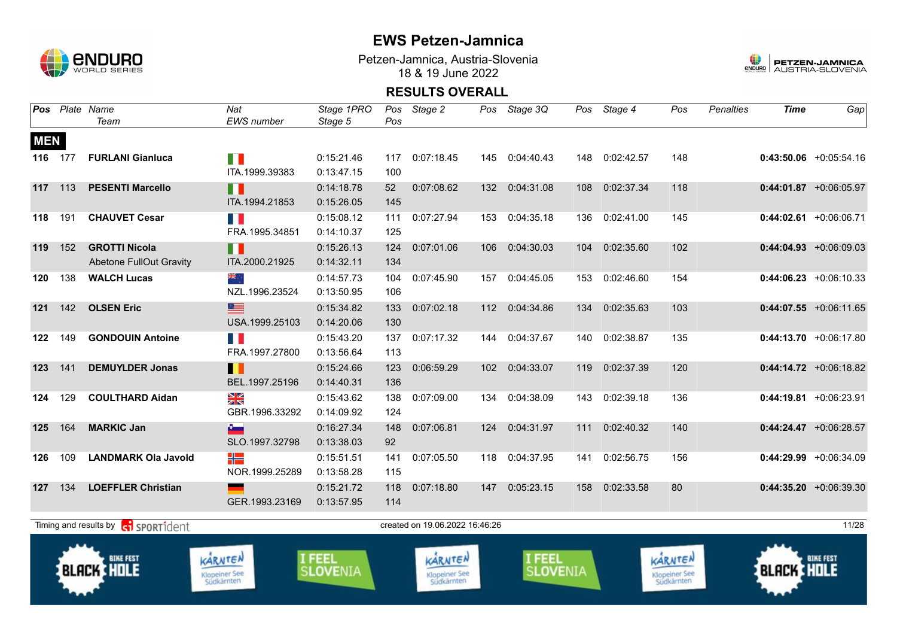# EWS Petzen-Jamnica

Petzen-Jamnica, Austria-Slovenia
18 & 19 June 2022

## RESULTS OVERALL

| Pos | Plate | Name / Team | Nat / EWS number | Stage 1PRO / Stage 5 | Pos / Pos | Stage 2 | Pos | Stage 3Q | Pos | Stage 4 | Pos | Penalties | Time | Gap |
|---|---|---|---|---|---|---|---|---|---|---|---|---|---|---|
| **MEN** | | | | | | | | | | | | | | |
| **116** | 177 | **FURLANI Gianluca** | ITA.1999.39383 | 0:15:21.46 / 0:13:47.15 | 117 / 100 | 0:07:18.45 | 145 | 0:04:40.43 | 148 | 0:02:42.57 | 148 | | **0:43:50.06** | +0:05:54.16 |
| **117** | 113 | **PESENTI Marcello** | ITA.1994.21853 | 0:14:18.78 / 0:15:26.05 | 52 / 145 | 0:07:08.62 | 132 | 0:04:31.08 | 108 | 0:02:37.34 | 118 | | **0:44:01.87** | +0:06:05.97 |
| **118** | 191 | **CHAUVET Cesar** | FRA.1995.34851 | 0:15:08.12 / 0:14:10.37 | 111 / 125 | 0:07:27.94 | 153 | 0:04:35.18 | 136 | 0:02:41.00 | 145 | | **0:44:02.61** | +0:06:06.71 |
| **119** | 152 | **GROTTI Nicola** / Abetone FullOut Gravity | ITA.2000.21925 | 0:15:26.13 / 0:14:32.11 | 124 / 134 | 0:07:01.06 | 106 | 0:04:30.03 | 104 | 0:02:35.60 | 102 | | **0:44:04.93** | +0:06:09.03 |
| **120** | 138 | **WALCH Lucas** | NZL.1996.23524 | 0:14:57.73 / 0:13:50.95 | 104 / 106 | 0:07:45.90 | 157 | 0:04:45.05 | 153 | 0:02:46.60 | 154 | | **0:44:06.23** | +0:06:10.33 |
| **121** | 142 | **OLSEN Eric** | USA.1999.25103 | 0:15:34.82 / 0:14:20.06 | 133 / 130 | 0:07:02.18 | 112 | 0:04:34.86 | 134 | 0:02:35.63 | 103 | | **0:44:07.55** | +0:06:11.65 |
| **122** | 149 | **GONDOUIN Antoine** | FRA.1997.27800 | 0:15:43.20 / 0:13:56.64 | 137 / 113 | 0:07:17.32 | 144 | 0:04:37.67 | 140 | 0:02:38.87 | 135 | | **0:44:13.70** | +0:06:17.80 |
| **123** | 141 | **DEMUYLDER Jonas** | BEL.1997.25196 | 0:15:24.66 / 0:14:40.31 | 123 / 136 | 0:06:59.29 | 102 | 0:04:33.07 | 119 | 0:02:37.39 | 120 | | **0:44:14.72** | +0:06:18.82 |
| **124** | 129 | **COULTHARD Aidan** | GBR.1996.33292 | 0:15:43.62 / 0:14:09.92 | 138 / 124 | 0:07:09.00 | 134 | 0:04:38.09 | 143 | 0:02:39.18 | 136 | | **0:44:19.81** | +0:06:23.91 |
| **125** | 164 | **MARKIC Jan** | SLO.1997.32798 | 0:16:27.34 / 0:13:38.03 | 148 / 92 | 0:07:06.81 | 124 | 0:04:31.97 | 111 | 0:02:40.32 | 140 | | **0:44:24.47** | +0:06:28.57 |
| **126** | 109 | **LANDMARK Ola Javold** | NOR.1999.25289 | 0:15:51.51 / 0:13:58.28 | 141 / 115 | 0:07:05.50 | 118 | 0:04:37.95 | 141 | 0:02:56.75 | 156 | | **0:44:29.99** | +0:06:34.09 |
| **127** | 134 | **LOEFFLER Christian** | GER.1993.23169 | 0:15:21.72 / 0:13:57.95 | 118 / 114 | 0:07:18.80 | 147 | 0:05:23.15 | 158 | 0:02:33.58 | 80 | | **0:44:35.20** | +0:06:39.30 |

Timing and results by SPORTident — created on 19.06.2022 16:46:26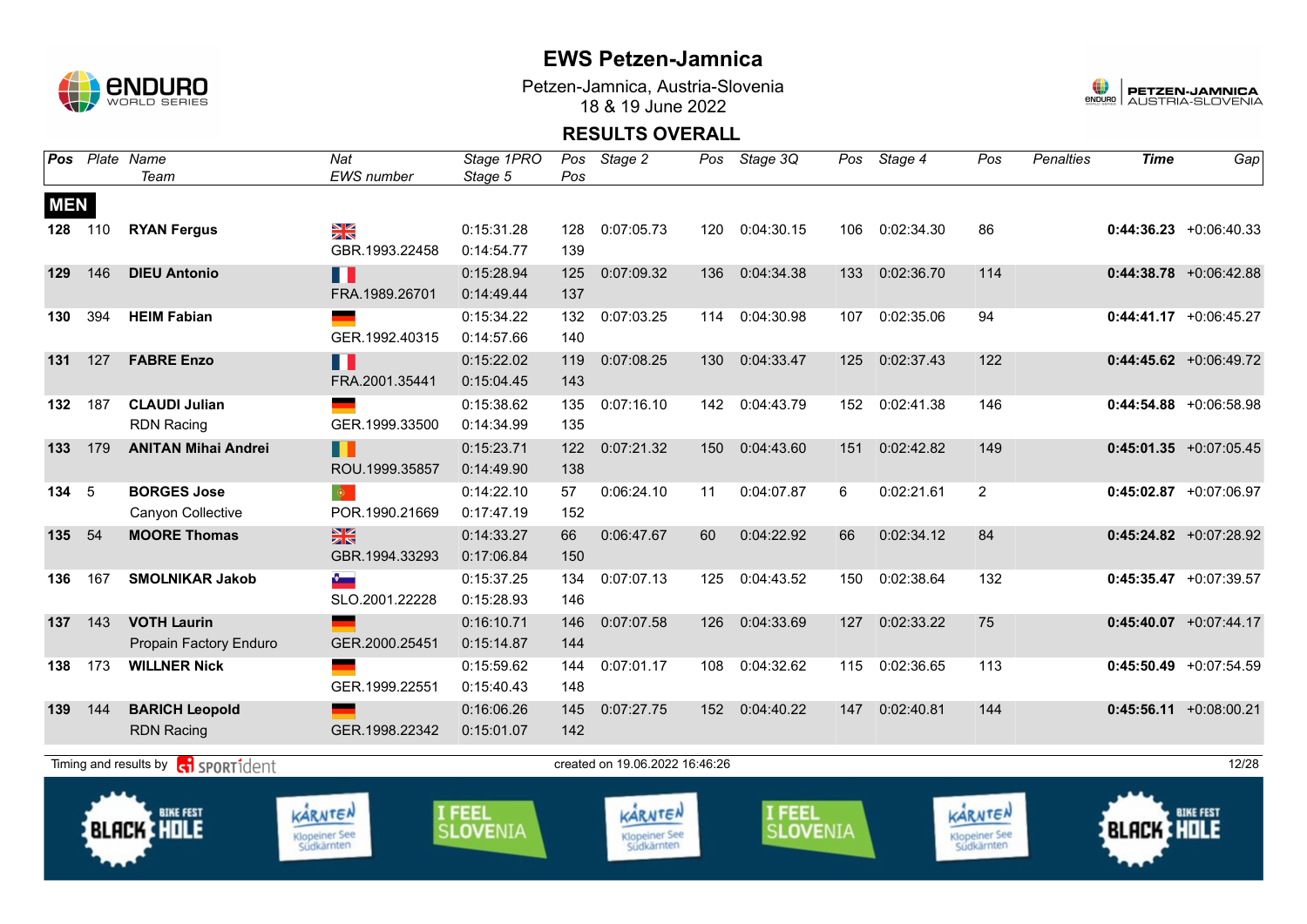# EWS Petzen-Jamnica

Petzen-Jamnica, Austria-Slovenia
18 & 19 June 2022

## RESULTS OVERALL

| Pos | Plate | Name / Team | Nat / EWS number | Stage 1PRO / Stage 5 | Pos / Pos | Stage 2 | Pos | Stage 3Q | Pos | Stage 4 | Pos | Penalties | Time | Gap |
|---|---|---|---|---|---|---|---|---|---|---|---|---|---|---|
| **MEN** | | | | | | | | | | | | | | |
| **128** | 110 | **RYAN Fergus** | GBR.1993.22458 | 0:15:31.28 / 0:14:54.77 | 128 / 139 | 0:07:05.73 | 120 | 0:04:30.15 | 106 | 0:02:34.30 | 86 | | **0:44:36.23** | +0:06:40.33 |
| **129** | 146 | **DIEU Antonio** | FRA.1989.26701 | 0:15:28.94 / 0:14:49.44 | 125 / 137 | 0:07:09.32 | 136 | 0:04:34.38 | 133 | 0:02:36.70 | 114 | | **0:44:38.78** | +0:06:42.88 |
| **130** | 394 | **HEIM Fabian** | GER.1992.40315 | 0:15:34.22 / 0:14:57.66 | 132 / 140 | 0:07:03.25 | 114 | 0:04:30.98 | 107 | 0:02:35.06 | 94 | | **0:44:41.17** | +0:06:45.27 |
| **131** | 127 | **FABRE Enzo** | FRA.2001.35441 | 0:15:22.02 / 0:15:04.45 | 119 / 143 | 0:07:08.25 | 130 | 0:04:33.47 | 125 | 0:02:37.43 | 122 | | **0:44:45.62** | +0:06:49.72 |
| **132** | 187 | **CLAUDI Julian** / RDN Racing | GER.1999.33500 | 0:15:38.62 / 0:14:34.99 | 135 / 135 | 0:07:16.10 | 142 | 0:04:43.79 | 152 | 0:02:41.38 | 146 | | **0:44:54.88** | +0:06:58.98 |
| **133** | 179 | **ANITAN Mihai Andrei** | ROU.1999.35857 | 0:15:23.71 / 0:14:49.90 | 122 / 138 | 0:07:21.32 | 150 | 0:04:43.60 | 151 | 0:02:42.82 | 149 | | **0:45:01.35** | +0:07:05.45 |
| **134** | 5 | **BORGES Jose** / Canyon Collective | POR.1990.21669 | 0:14:22.10 / 0:17:47.19 | 57 / 152 | 0:06:24.10 | 11 | 0:04:07.87 | 6 | 0:02:21.61 | 2 | | **0:45:02.87** | +0:07:06.97 |
| **135** | 54 | **MOORE Thomas** | GBR.1994.33293 | 0:14:33.27 / 0:17:06.84 | 66 / 150 | 0:06:47.67 | 60 | 0:04:22.92 | 66 | 0:02:34.12 | 84 | | **0:45:24.82** | +0:07:28.92 |
| **136** | 167 | **SMOLNIKAR Jakob** | SLO.2001.22228 | 0:15:37.25 / 0:15:28.93 | 134 / 146 | 0:07:07.13 | 125 | 0:04:43.52 | 150 | 0:02:38.64 | 132 | | **0:45:35.47** | +0:07:39.57 |
| **137** | 143 | **VOTH Laurin** / Propain Factory Enduro | GER.2000.25451 | 0:16:10.71 / 0:15:14.87 | 146 / 144 | 0:07:07.58 | 126 | 0:04:33.69 | 127 | 0:02:33.22 | 75 | | **0:45:40.07** | +0:07:44.17 |
| **138** | 173 | **WILLNER Nick** | GER.1999.22551 | 0:15:59.62 / 0:15:40.43 | 144 / 148 | 0:07:01.17 | 108 | 0:04:32.62 | 115 | 0:02:36.65 | 113 | | **0:45:50.49** | +0:07:54.59 |
| **139** | 144 | **BARICH Leopold** / RDN Racing | GER.1998.22342 | 0:16:06.26 / 0:15:01.07 | 145 / 142 | 0:07:27.75 | 152 | 0:04:40.22 | 147 | 0:02:40.81 | 144 | | **0:45:56.11** | +0:08:00.21 |

Timing and results by SPORTident — created on 19.06.2022 16:46:26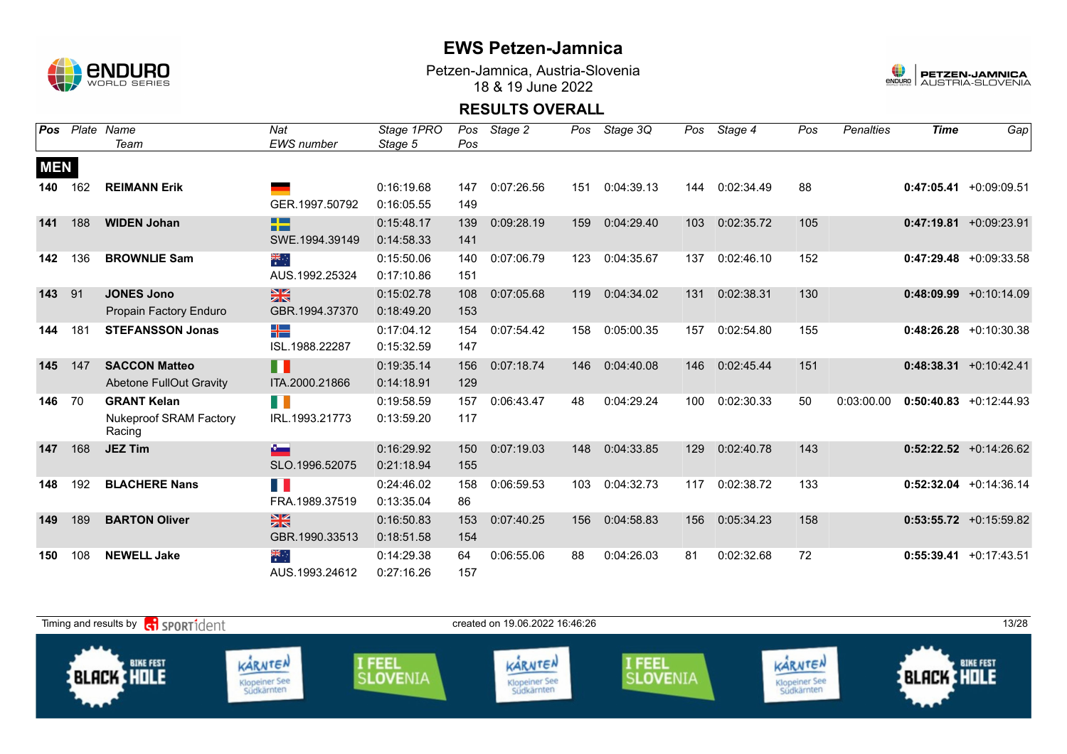# EWS Petzen-Jamnica

Petzen-Jamnica, Austria-Slovenia
18 & 19 June 2022

## RESULTS OVERALL

| Pos | Plate | Name / Team | Nat / EWS number | Stage 1PRO / Stage 5 | Pos / Pos | Stage 2 | Pos | Stage 3Q | Pos | Stage 4 | Pos | Penalties | Time | Gap |
|---|---|---|---|---|---|---|---|---|---|---|---|---|---|---|
| **MEN** | | | | | | | | | | | | | | |
| **140** | 162 | **REIMANN Erik** | GER.1997.50792 | 0:16:19.68 / 0:16:05.55 | 147 / 149 | 0:07:26.56 | 151 | 0:04:39.13 | 144 | 0:02:34.49 | 88 | | **0:47:05.41** | +0:09:09.51 |
| **141** | 188 | **WIDEN Johan** | SWE.1994.39149 | 0:15:48.17 / 0:14:58.33 | 139 / 141 | 0:09:28.19 | 159 | 0:04:29.40 | 103 | 0:02:35.72 | 105 | | **0:47:19.81** | +0:09:23.91 |
| **142** | 136 | **BROWNLIE Sam** | AUS.1992.25324 | 0:15:50.06 / 0:17:10.86 | 140 / 151 | 0:07:06.79 | 123 | 0:04:35.67 | 137 | 0:02:46.10 | 152 | | **0:47:29.48** | +0:09:33.58 |
| **143** | 91 | **JONES Jono** / Propain Factory Enduro | GBR.1994.37370 | 0:15:02.78 / 0:18:49.20 | 108 / 153 | 0:07:05.68 | 119 | 0:04:34.02 | 131 | 0:02:38.31 | 130 | | **0:48:09.99** | +0:10:14.09 |
| **144** | 181 | **STEFANSSON Jonas** | ISL.1988.22287 | 0:17:04.12 / 0:15:32.59 | 154 / 147 | 0:07:54.42 | 158 | 0:05:00.35 | 157 | 0:02:54.80 | 155 | | **0:48:26.28** | +0:10:30.38 |
| **145** | 147 | **SACCON Matteo** / Abetone FullOut Gravity | ITA.2000.21866 | 0:19:35.14 / 0:14:18.91 | 156 / 129 | 0:07:18.74 | 146 | 0:04:40.08 | 146 | 0:02:45.44 | 151 | | **0:48:38.31** | +0:10:42.41 |
| **146** | 70 | **GRANT Kelan** / Nukeproof SRAM Factory Racing | IRL.1993.21773 | 0:19:58.59 / 0:13:59.20 | 157 / 117 | 0:06:43.47 | 48 | 0:04:29.24 | 100 | 0:02:30.33 | 50 | 0:03:00.00 | **0:50:40.83** | +0:12:44.93 |
| **147** | 168 | **JEZ Tim** | SLO.1996.52075 | 0:16:29.92 / 0:21:18.94 | 150 / 155 | 0:07:19.03 | 148 | 0:04:33.85 | 129 | 0:02:40.78 | 143 | | **0:52:22.52** | +0:14:26.62 |
| **148** | 192 | **BLACHERE Nans** | FRA.1989.37519 | 0:24:46.02 / 0:13:35.04 | 158 / 86 | 0:06:59.53 | 103 | 0:04:32.73 | 117 | 0:02:38.72 | 133 | | **0:52:32.04** | +0:14:36.14 |
| **149** | 189 | **BARTON Oliver** | GBR.1990.33513 | 0:16:50.83 / 0:18:51.58 | 153 / 154 | 0:07:40.25 | 156 | 0:04:58.83 | 156 | 0:05:34.23 | 158 | | **0:53:55.72** | +0:15:59.82 |
| **150** | 108 | **NEWELL Jake** | AUS.1993.24612 | 0:14:29.38 / 0:27:16.26 | 64 / 157 | 0:06:55.06 | 88 | 0:04:26.03 | 81 | 0:02:32.68 | 72 | | **0:55:39.41** | +0:17:43.51 |

Timing and results by SPORTident — created on 19.06.2022 16:46:26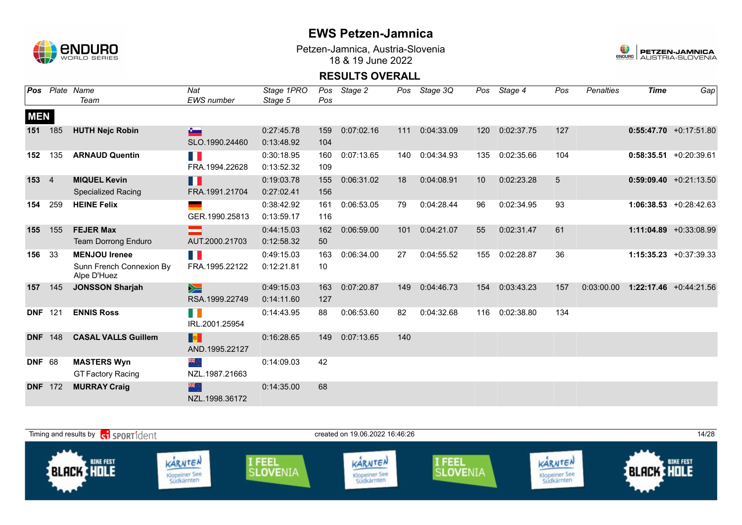# EWS Petzen-Jamnica

Petzen-Jamnica, Austria-Slovenia
18 & 19 June 2022

## RESULTS OVERALL

| Pos | Plate | Name / Team | Nat / EWS number | Stage 1PRO / Stage 5 | Pos / Pos | Stage 2 | Pos | Stage 3Q | Pos | Stage 4 | Pos | Penalties | Time | Gap |
|---|---|---|---|---|---|---|---|---|---|---|---|---|---|---|
| **MEN** | | | | | | | | | | | | | | |
| **151** | 185 | **HUTH Nejc Robin** | SLO.1990.24460 | 0:27:45.78 / 0:13:48.92 | 159 / 104 | 0:07:02.16 | 111 | 0:04:33.09 | 120 | 0:02:37.75 | 127 | | **0:55:47.70** | +0:17:51.80 |
| **152** | 135 | **ARNAUD Quentin** | FRA.1994.22628 | 0:30:18.95 / 0:13:52.32 | 160 / 109 | 0:07:13.65 | 140 | 0:04:34.93 | 135 | 0:02:35.66 | 104 | | **0:58:35.51** | +0:20:39.61 |
| **153** | 4 | **MIQUEL Kevin** / Specialized Racing | FRA.1991.21704 | 0:19:03.78 / 0:27:02.41 | 155 / 156 | 0:06:31.02 | 18 | 0:04:08.91 | 10 | 0:02:23.28 | 5 | | **0:59:09.40** | +0:21:13.50 |
| **154** | 259 | **HEINE Felix** | GER.1990.25813 | 0:38:42.92 / 0:13:59.17 | 161 / 116 | 0:06:53.05 | 79 | 0:04:28.44 | 96 | 0:02:34.95 | 93 | | **1:06:38.53** | +0:28:42.63 |
| **155** | 155 | **FEJER Max** / Team Dorrong Enduro | AUT.2000.21703 | 0:44:15.03 / 0:12:58.32 | 162 / 50 | 0:06:59.00 | 101 | 0:04:21.07 | 55 | 0:02:31.47 | 61 | | **1:11:04.89** | +0:33:08.99 |
| **156** | 33 | **MENJOU Irenee** / Sunn French Connexion By Alpe D'Huez | FRA.1995.22122 | 0:49:15.03 / 0:12:21.81 | 163 / 10 | 0:06:34.00 | 27 | 0:04:55.52 | 155 | 0:02:28.87 | 36 | | **1:15:35.23** | +0:37:39.33 |
| **157** | 145 | **JONSSON Sharjah** | RSA.1999.22749 | 0:49:15.03 / 0:14:11.60 | 163 / 127 | 0:07:20.87 | 149 | 0:04:46.73 | 154 | 0:03:43.23 | 157 | 0:03:00.00 | **1:22:17.46** | +0:44:21.56 |
| **DNF** | 121 | **ENNIS Ross** | IRL.2001.25954 | 0:14:43.95 | 88 | 0:06:53.60 | 82 | 0:04:32.68 | 116 | 0:02:38.80 | 134 | | | |
| **DNF** | 148 | **CASAL VALLS Guillem** | AND.1995.22127 | 0:16:28.65 | 149 | 0:07:13.65 | 140 | | | | | | | |
| **DNF** | 68 | **MASTERS Wyn** / GT Factory Racing | NZL.1987.21663 | 0:14:09.03 | 42 | | | | | | | | | |
| **DNF** | 172 | **MURRAY Craig** | NZL.1998.36172 | 0:14:35.00 | 68 | | | | | | | | | |

Timing and results by SPORTident — created on 19.06.2022 16:46:26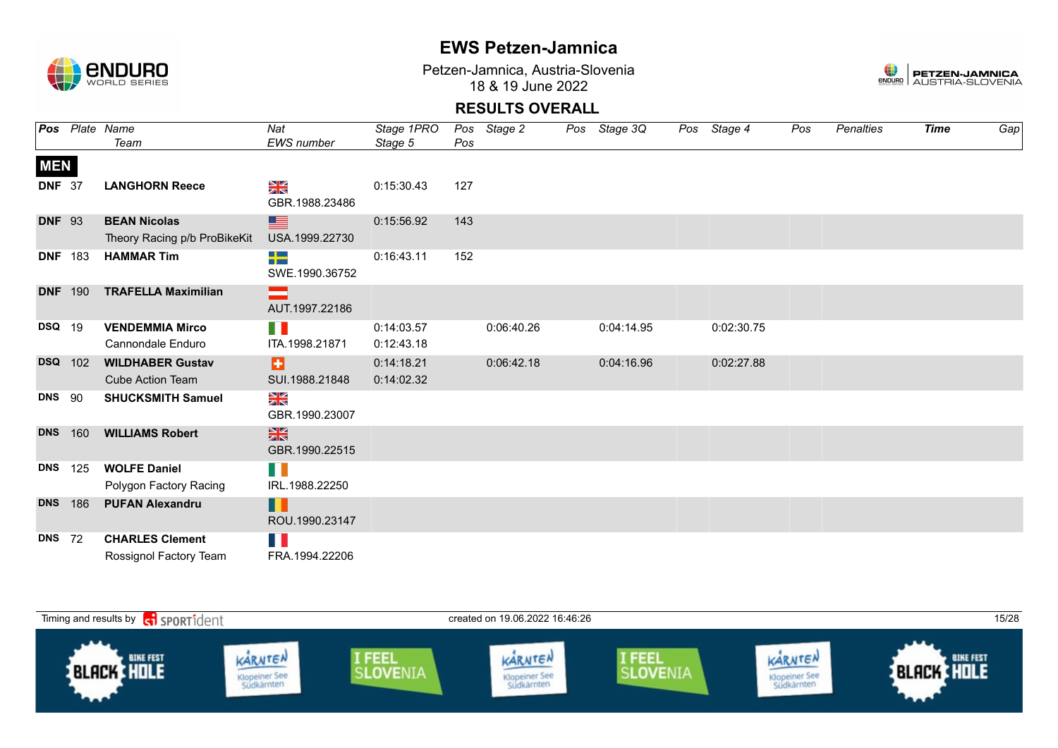# EWS Petzen-Jamnica

Petzen-Jamnica, Austria-Slovenia
18 & 19 June 2022

## RESULTS OVERALL

| Pos | Plate | Name / Team | Nat / EWS number | Stage 1PRO / Stage 5 | Pos / Pos | Stage 2 | Pos | Stage 3Q | Pos | Stage 4 | Pos | Penalties | Time | Gap |
|---|---|---|---|---|---|---|---|---|---|---|---|---|---|---|
| **MEN** | | | | | | | | | | | | | | |
| **DNF** | 37 | **LANGHORN Reece** | GBR.1988.23486 | 0:15:30.43 | 127 | | | | | | | | | |
| **DNF** | 93 | **BEAN Nicolas** Theory Racing p/b ProBikeKit | USA.1999.22730 | 0:15:56.92 | 143 | | | | | | | | | |
| **DNF** | 183 | **HAMMAR Tim** | SWE.1990.36752 | 0:16:43.11 | 152 | | | | | | | | | |
| **DNF** | 190 | **TRAFELLA Maximilian** | AUT.1997.22186 | | | | | | | | | | | |
| **DSQ** | 19 | **VENDEMMIA Mirco** Cannondale Enduro | ITA.1998.21871 | 0:14:03.57 / 0:12:43.18 | | 0:06:40.26 | | 0:04:14.95 | | 0:02:30.75 | | | | |
| **DSQ** | 102 | **WILDHABER Gustav** Cube Action Team | SUI.1988.21848 | 0:14:18.21 / 0:14:02.32 | | 0:06:42.18 | | 0:04:16.96 | | 0:02:27.88 | | | | |
| **DNS** | 90 | **SHUCKSMITH Samuel** | GBR.1990.23007 | | | | | | | | | | | |
| **DNS** | 160 | **WILLIAMS Robert** | GBR.1990.22515 | | | | | | | | | | | |
| **DNS** | 125 | **WOLFE Daniel** Polygon Factory Racing | IRL.1988.22250 | | | | | | | | | | | |
| **DNS** | 186 | **PUFAN Alexandru** | ROU.1990.23147 | | | | | | | | | | | |
| **DNS** | 72 | **CHARLES Clement** Rossignol Factory Team | FRA.1994.22206 | | | | | | | | | | | |

Timing and results by SPORTident — created on 19.06.2022 16:46:26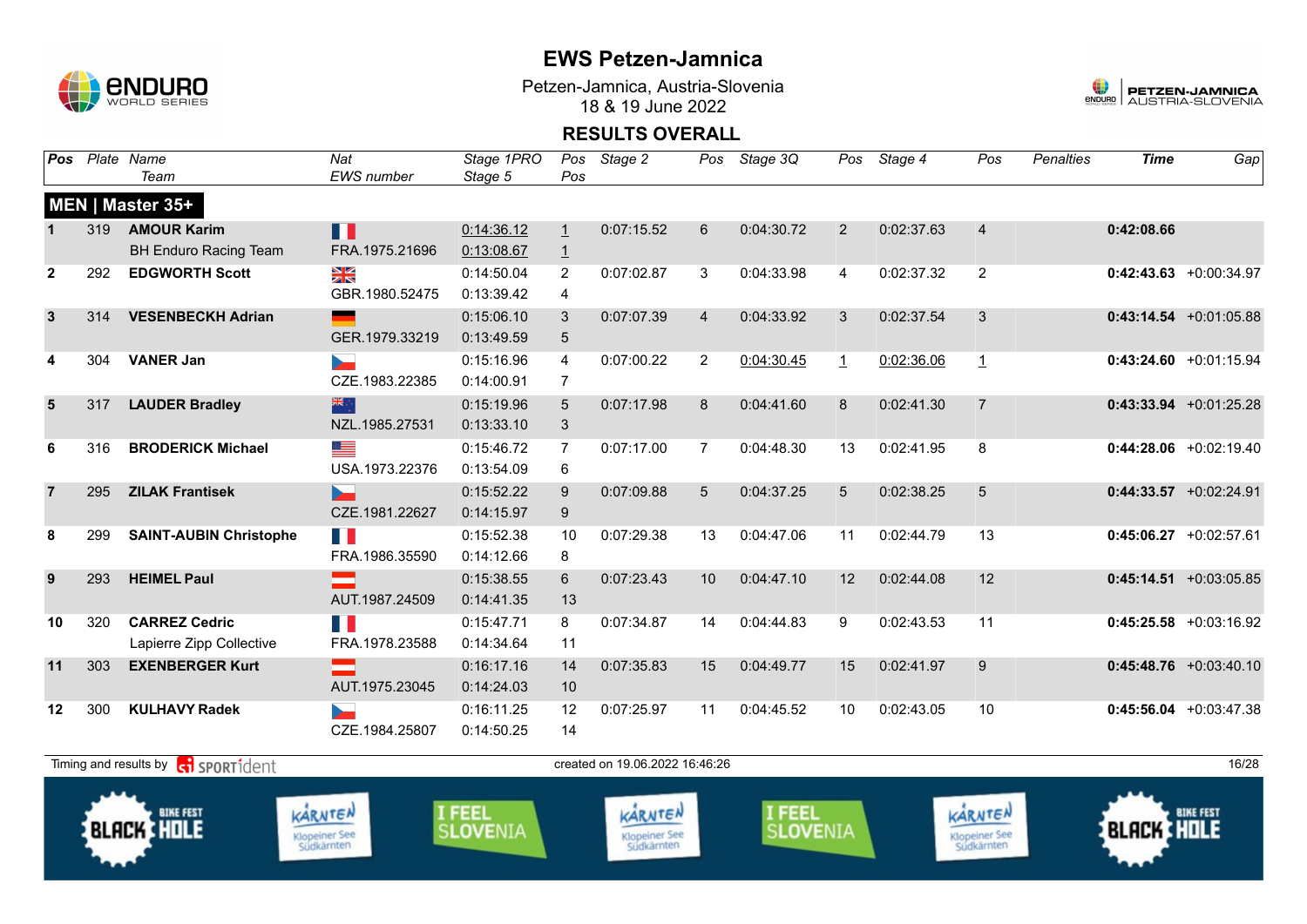# EWS Petzen-Jamnica

Petzen-Jamnica, Austria-Slovenia
18 & 19 June 2022

## RESULTS OVERALL

### MEN | Master 35+

| Pos | Plate | Name / Team | Nat / EWS number | Stage 1PRO / Stage 5 | Pos / Pos | Stage 2 | Pos | Stage 3Q | Pos | Stage 4 | Pos | Penalties | Time | Gap |
|---|---|---|---|---|---|---|---|---|---|---|---|---|---|---|
| 1 | 319 | **AMOUR Karim** / BH Enduro Racing Team | FRA.1975.21696 | 0:14:36.12 / 0:13:08.67 | 1 / 1 | 0:07:15.52 | 6 | 0:04:30.72 | 2 | 0:02:37.63 | 4 | | **0:42:08.66** | |
| 2 | 292 | **EDGWORTH Scott** | GBR.1980.52475 | 0:14:50.04 / 0:13:39.42 | 2 / 4 | 0:07:02.87 | 3 | 0:04:33.98 | 4 | 0:02:37.32 | 2 | | **0:42:43.63** | +0:00:34.97 |
| 3 | 314 | **VESENBECKH Adrian** | GER.1979.33219 | 0:15:06.10 / 0:13:49.59 | 3 / 5 | 0:07:07.39 | 4 | 0:04:33.92 | 3 | 0:02:37.54 | 3 | | **0:43:14.54** | +0:01:05.88 |
| 4 | 304 | **VANER Jan** | CZE.1983.22385 | 0:15:16.96 / 0:14:00.91 | 4 / 7 | 0:07:00.22 | 2 | 0:04:30.45 | 1 | 0:02:36.06 | 1 | | **0:43:24.60** | +0:01:15.94 |
| 5 | 317 | **LAUDER Bradley** | NZL.1985.27531 | 0:15:19.96 / 0:13:33.10 | 5 / 3 | 0:07:17.98 | 8 | 0:04:41.60 | 8 | 0:02:41.30 | 7 | | **0:43:33.94** | +0:01:25.28 |
| 6 | 316 | **BRODERICK Michael** | USA.1973.22376 | 0:15:46.72 / 0:13:54.09 | 7 / 6 | 0:07:17.00 | 7 | 0:04:48.30 | 13 | 0:02:41.95 | 8 | | **0:44:28.06** | +0:02:19.40 |
| 7 | 295 | **ZILAK Frantisek** | CZE.1981.22627 | 0:15:52.22 / 0:14:15.97 | 9 / 9 | 0:07:09.88 | 5 | 0:04:37.25 | 5 | 0:02:38.25 | 5 | | **0:44:33.57** | +0:02:24.91 |
| 8 | 299 | **SAINT-AUBIN Christophe** | FRA.1986.35590 | 0:15:52.38 / 0:14:12.66 | 10 / 8 | 0:07:29.38 | 13 | 0:04:47.06 | 11 | 0:02:44.79 | 13 | | **0:45:06.27** | +0:02:57.61 |
| 9 | 293 | **HEIMEL Paul** | AUT.1987.24509 | 0:15:38.55 / 0:14:41.35 | 6 / 13 | 0:07:23.43 | 10 | 0:04:47.10 | 12 | 0:02:44.08 | 12 | | **0:45:14.51** | +0:03:05.85 |
| 10 | 320 | **CARREZ Cedric** / Lapierre Zipp Collective | FRA.1978.23588 | 0:15:47.71 / 0:14:34.64 | 8 / 11 | 0:07:34.87 | 14 | 0:04:44.83 | 9 | 0:02:43.53 | 11 | | **0:45:25.58** | +0:03:16.92 |
| 11 | 303 | **EXENBERGER Kurt** | AUT.1975.23045 | 0:16:17.16 / 0:14:24.03 | 14 / 10 | 0:07:35.83 | 15 | 0:04:49.77 | 15 | 0:02:41.97 | 9 | | **0:45:48.76** | +0:03:40.10 |
| 12 | 300 | **KULHAVY Radek** | CZE.1984.25807 | 0:16:11.25 / 0:14:50.25 | 12 / 14 | 0:07:25.97 | 11 | 0:04:45.52 | 10 | 0:02:43.05 | 10 | | **0:45:56.04** | +0:03:47.38 |

Timing and results by SPORTident — created on 19.06.2022 16:46:26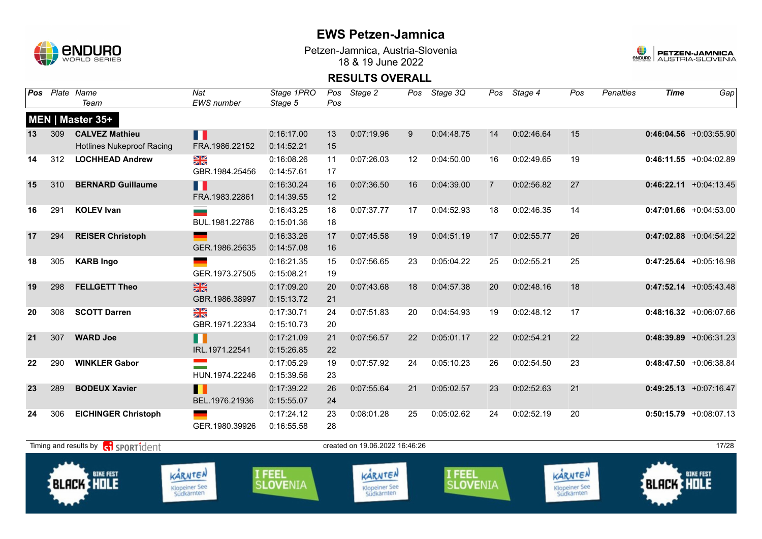# EWS Petzen-Jamnica

Petzen-Jamnica, Austria-Slovenia
18 & 19 June 2022

## RESULTS OVERALL

| Pos | Plate | Name / Team | Nat / EWS number | Stage 1PRO / Stage 5 | Pos / Pos | Stage 2 | Pos | Stage 3Q | Pos | Stage 4 | Pos | Penalties | Time | Gap |
|---|---|---|---|---|---|---|---|---|---|---|---|---|---|---|
| **MEN \| Master 35+** | | | | | | | | | | | | | | |
| 13 | 309 | **CALVEZ Mathieu** Hotlines Nukeproof Racing | FRA.1986.22152 | 0:16:17.00 / 0:14:52.21 | 13 / 15 | 0:07:19.96 | 9 | 0:04:48.75 | 14 | 0:02:46.64 | 15 | | **0:46:04.56** | +0:03:55.90 |
| 14 | 312 | **LOCHHEAD Andrew** | GBR.1984.25456 | 0:16:08.26 / 0:14:57.61 | 11 / 17 | 0:07:26.03 | 12 | 0:04:50.00 | 16 | 0:02:49.65 | 19 | | **0:46:11.55** | +0:04:02.89 |
| 15 | 310 | **BERNARD Guillaume** | FRA.1983.22861 | 0:16:30.24 / 0:14:39.55 | 16 / 12 | 0:07:36.50 | 16 | 0:04:39.00 | 7 | 0:02:56.82 | 27 | | **0:46:22.11** | +0:04:13.45 |
| 16 | 291 | **KOLEV Ivan** | BUL.1981.22786 | 0:16:43.25 / 0:15:01.36 | 18 / 18 | 0:07:37.77 | 17 | 0:04:52.93 | 18 | 0:02:46.35 | 14 | | **0:47:01.66** | +0:04:53.00 |
| 17 | 294 | **REISER Christoph** | GER.1986.25635 | 0:16:33.26 / 0:14:57.08 | 17 / 16 | 0:07:45.58 | 19 | 0:04:51.19 | 17 | 0:02:55.77 | 26 | | **0:47:02.88** | +0:04:54.22 |
| 18 | 305 | **KARB Ingo** | GER.1973.27505 | 0:16:21.35 / 0:15:08.21 | 15 / 19 | 0:07:56.65 | 23 | 0:05:04.22 | 25 | 0:02:55.21 | 25 | | **0:47:25.64** | +0:05:16.98 |
| 19 | 298 | **FELLGETT Theo** | GBR.1986.38997 | 0:17:09.20 / 0:15:13.72 | 20 / 21 | 0:07:43.68 | 18 | 0:04:57.38 | 20 | 0:02:48.16 | 18 | | **0:47:52.14** | +0:05:43.48 |
| 20 | 308 | **SCOTT Darren** | GBR.1971.22334 | 0:17:30.71 / 0:15:10.73 | 24 / 20 | 0:07:51.83 | 20 | 0:04:54.93 | 19 | 0:02:48.12 | 17 | | **0:48:16.32** | +0:06:07.66 |
| 21 | 307 | **WARD Joe** | IRL.1971.22541 | 0:17:21.09 / 0:15:26.85 | 21 / 22 | 0:07:56.57 | 22 | 0:05:01.17 | 22 | 0:02:54.21 | 22 | | **0:48:39.89** | +0:06:31.23 |
| 22 | 290 | **WINKLER Gabor** | HUN.1974.22246 | 0:17:05.29 / 0:15:39.56 | 19 / 23 | 0:07:57.92 | 24 | 0:05:10.23 | 26 | 0:02:54.50 | 23 | | **0:48:47.50** | +0:06:38.84 |
| 23 | 289 | **BODEUX Xavier** | BEL.1976.21936 | 0:17:39.22 / 0:15:55.07 | 26 / 24 | 0:07:55.64 | 21 | 0:05:02.57 | 23 | 0:02:52.63 | 21 | | **0:49:25.13** | +0:07:16.47 |
| 24 | 306 | **EICHINGER Christoph** | GER.1980.39926 | 0:17:24.12 / 0:16:55.58 | 23 / 28 | 0:08:01.28 | 25 | 0:05:02.62 | 24 | 0:02:52.19 | 20 | | **0:50:15.79** | +0:08:07.13 |

Timing and results by SPORTident

created on 19.06.2022 16:46:26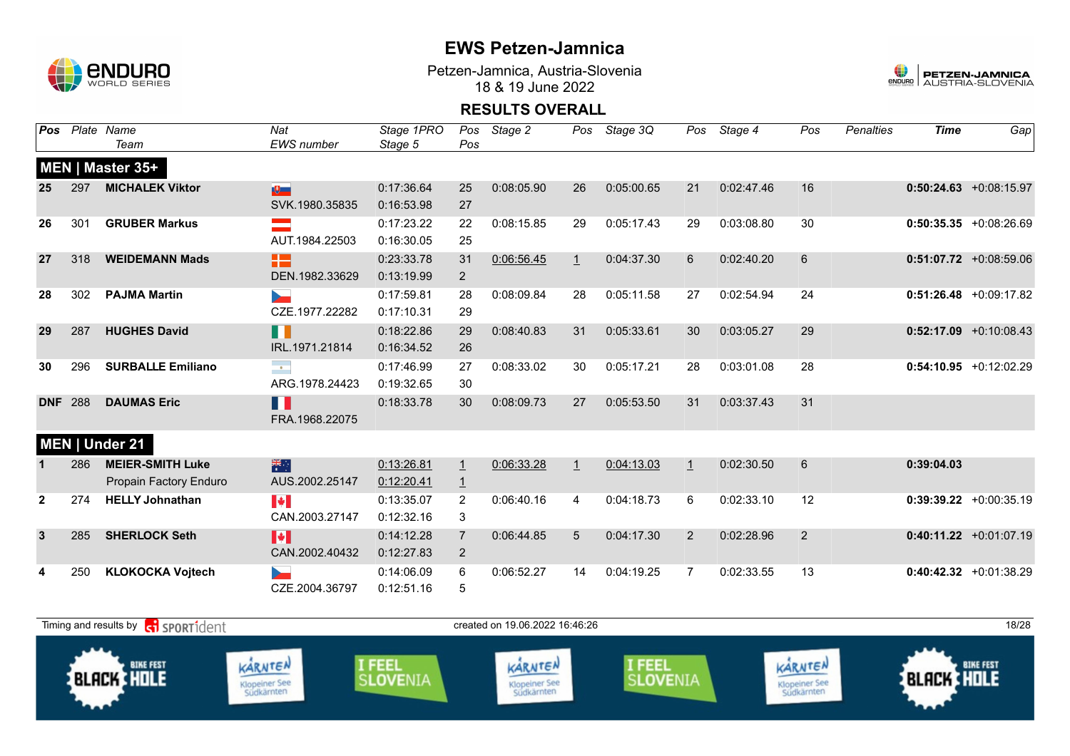# EWS Petzen-Jamnica

Petzen-Jamnica, Austria-Slovenia
18 & 19 June 2022

## RESULTS OVERALL

| Pos | Plate | Name / Team | Nat / EWS number | Stage 1PRO / Stage 5 | Pos / Pos | Stage 2 | Pos | Stage 3Q | Pos | Stage 4 | Pos | Penalties | Time | Gap |
|---|---|---|---|---|---|---|---|---|---|---|---|---|---|---|
| **MEN \| Master 35+** | | | | | | | | | | | | | | |
| 25 | 297 | **MICHALEK Viktor** | SVK.1980.35835 | 0:17:36.64 / 0:16:53.98 | 25 / 27 | 0:08:05.90 | 26 | 0:05:00.65 | 21 | 0:02:47.46 | 16 | | **0:50:24.63** | +0:08:15.97 |
| 26 | 301 | **GRUBER Markus** | AUT.1984.22503 | 0:17:23.22 / 0:16:30.05 | 22 / 25 | 0:08:15.85 | 29 | 0:05:17.43 | 29 | 0:03:08.80 | 30 | | **0:50:35.35** | +0:08:26.69 |
| 27 | 318 | **WEIDEMANN Mads** | DEN.1982.33629 | 0:23:33.78 / 0:13:19.99 | 31 / 2 | 0:06:56.45 | 1 | 0:04:37.30 | 6 | 0:02:40.20 | 6 | | **0:51:07.72** | +0:08:59.06 |
| 28 | 302 | **PAJMA Martin** | CZE.1977.22282 | 0:17:59.81 / 0:17:10.31 | 28 / 29 | 0:08:09.84 | 28 | 0:05:11.58 | 27 | 0:02:54.94 | 24 | | **0:51:26.48** | +0:09:17.82 |
| 29 | 287 | **HUGHES David** | IRL.1971.21814 | 0:18:22.86 / 0:16:34.52 | 29 / 26 | 0:08:40.83 | 31 | 0:05:33.61 | 30 | 0:03:05.27 | 29 | | **0:52:17.09** | +0:10:08.43 |
| 30 | 296 | **SURBALLE Emiliano** | ARG.1978.24423 | 0:17:46.99 / 0:19:32.65 | 27 / 30 | 0:08:33.02 | 30 | 0:05:17.21 | 28 | 0:03:01.08 | 28 | | **0:54:10.95** | +0:12:02.29 |
| DNF | 288 | **DAUMAS Eric** | FRA.1968.22075 | 0:18:33.78 | 30 | 0:08:09.73 | 27 | 0:05:53.50 | 31 | 0:03:37.43 | 31 | | | |
| **MEN \| Under 21** | | | | | | | | | | | | | | |
| 1 | 286 | **MEIER-SMITH Luke** / Propain Factory Enduro | AUS.2002.25147 | 0:13:26.81 / 0:12:20.41 | 1 / 1 | 0:06:33.28 | 1 | 0:04:13.03 | 1 | 0:02:30.50 | 6 | | **0:39:04.03** | |
| 2 | 274 | **HELLY Johnathan** | CAN.2003.27147 | 0:13:35.07 / 0:12:32.16 | 2 / 3 | 0:06:40.16 | 4 | 0:04:18.73 | 6 | 0:02:33.10 | 12 | | **0:39:39.22** | +0:00:35.19 |
| 3 | 285 | **SHERLOCK Seth** | CAN.2002.40432 | 0:14:12.28 / 0:12:27.83 | 7 / 2 | 0:06:44.85 | 5 | 0:04:17.30 | 2 | 0:02:28.96 | 2 | | **0:40:11.22** | +0:01:07.19 |
| 4 | 250 | **KLOKOCKA Vojtech** | CZE.2004.36797 | 0:14:06.09 / 0:12:51.16 | 6 / 5 | 0:06:52.27 | 14 | 0:04:19.25 | 7 | 0:02:33.55 | 13 | | **0:40:42.32** | +0:01:38.29 |

Timing and results by SPORTident — created on 19.06.2022 16:46:26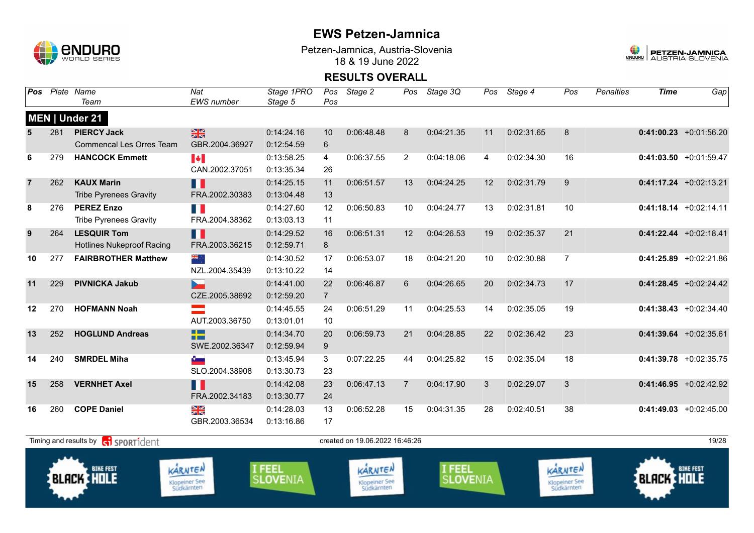# EWS Petzen-Jamnica

Petzen-Jamnica, Austria-Slovenia
18 & 19 June 2022

## RESULTS OVERALL

### MEN | Under 21

| Pos | Plate | Name / Team | Nat / EWS number | Stage 1PRO / Stage 5 | Pos / Pos | Stage 2 | Pos | Stage 3Q | Pos | Stage 4 | Pos | Penalties | Time | Gap |
|---|---|---|---|---|---|---|---|---|---|---|---|---|---|---|
| 5 | 281 | **PIERCY Jack** | GBR | 0:14:24.16 | 10 | 0:06:48.48 | 8 | 0:04:21.35 | 11 | 0:02:31.65 | 8 | | **0:41:00.23** | +0:01:56.20 |
| | | Commencal Les Orres Team | GBR.2004.36927 | 0:12:54.59 | 6 | | | | | | | | | |
| 6 | 279 | **HANCOCK Emmett** | CAN | 0:13:58.25 | 4 | 0:06:37.55 | 2 | 0:04:18.06 | 4 | 0:02:34.30 | 16 | | **0:41:03.50** | +0:01:59.47 |
| | | | CAN.2002.37051 | 0:13:35.34 | 26 | | | | | | | | | |
| 7 | 262 | **KAUX Marin** | FRA | 0:14:25.15 | 11 | 0:06:51.57 | 13 | 0:04:24.25 | 12 | 0:02:31.79 | 9 | | **0:41:17.24** | +0:02:13.21 |
| | | Tribe Pyrenees Gravity | FRA.2002.30383 | 0:13:04.48 | 13 | | | | | | | | | |
| 8 | 276 | **PEREZ Enzo** | FRA | 0:14:27.60 | 12 | 0:06:50.83 | 10 | 0:04:24.77 | 13 | 0:02:31.81 | 10 | | **0:41:18.14** | +0:02:14.11 |
| | | Tribe Pyrenees Gravity | FRA.2004.38362 | 0:13:03.13 | 11 | | | | | | | | | |
| 9 | 264 | **LESQUIR Tom** | FRA | 0:14:29.52 | 16 | 0:06:51.31 | 12 | 0:04:26.53 | 19 | 0:02:35.37 | 21 | | **0:41:22.44** | +0:02:18.41 |
| | | Hotlines Nukeproof Racing | FRA.2003.36215 | 0:12:59.71 | 8 | | | | | | | | | |
| 10 | 277 | **FAIRBROTHER Matthew** | NZL | 0:14:30.52 | 17 | 0:06:53.07 | 18 | 0:04:21.20 | 10 | 0:02:30.88 | 7 | | **0:41:25.89** | +0:02:21.86 |
| | | | NZL.2004.35439 | 0:13:10.22 | 14 | | | | | | | | | |
| 11 | 229 | **PIVNICKA Jakub** | CZE | 0:14:41.00 | 22 | 0:06:46.87 | 6 | 0:04:26.65 | 20 | 0:02:34.73 | 17 | | **0:41:28.45** | +0:02:24.42 |
| | | | CZE.2005.38692 | 0:12:59.20 | 7 | | | | | | | | | |
| 12 | 270 | **HOFMANN Noah** | AUT | 0:14:45.55 | 24 | 0:06:51.29 | 11 | 0:04:25.53 | 14 | 0:02:35.05 | 19 | | **0:41:38.43** | +0:02:34.40 |
| | | | AUT.2003.36750 | 0:13:01.01 | 10 | | | | | | | | | |
| 13 | 252 | **HOGLUND Andreas** | SWE | 0:14:34.70 | 20 | 0:06:59.73 | 21 | 0:04:28.85 | 22 | 0:02:36.42 | 23 | | **0:41:39.64** | +0:02:35.61 |
| | | | SWE.2002.36347 | 0:12:59.94 | 9 | | | | | | | | | |
| 14 | 240 | **SMRDEL Miha** | SLO | 0:13:45.94 | 3 | 0:07:22.25 | 44 | 0:04:25.82 | 15 | 0:02:35.04 | 18 | | **0:41:39.78** | +0:02:35.75 |
| | | | SLO.2004.38908 | 0:13:30.73 | 23 | | | | | | | | | |
| 15 | 258 | **VERNHET Axel** | FRA | 0:14:42.08 | 23 | 0:06:47.13 | 7 | 0:04:17.90 | 3 | 0:02:29.07 | 3 | | **0:41:46.95** | +0:02:42.92 |
| | | | FRA.2002.34183 | 0:13:30.77 | 24 | | | | | | | | | |
| 16 | 260 | **COPE Daniel** | GBR | 0:14:28.03 | 13 | 0:06:52.28 | 15 | 0:04:31.35 | 28 | 0:02:40.51 | 38 | | **0:41:49.03** | +0:02:45.00 |
| | | | GBR.2003.36534 | 0:13:16.86 | 17 | | | | | | | | | |

Timing and results by SPORTident — created on 19.06.2022 16:46:26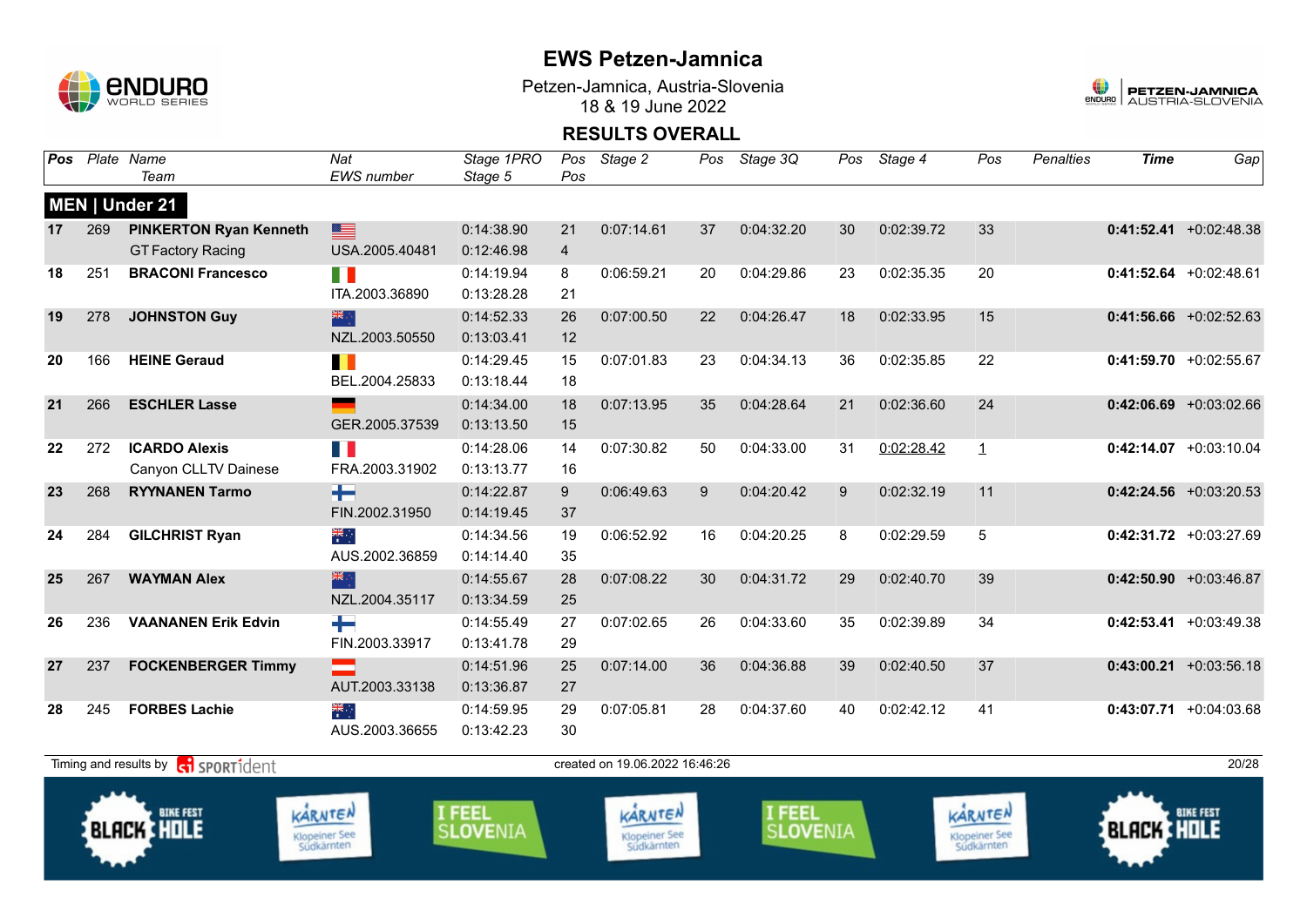# EWS Petzen-Jamnica

Petzen-Jamnica, Austria-Slovenia
18 & 19 June 2022

## RESULTS OVERALL

### MEN | Under 21

| Pos | Plate | Name / Team | Nat / EWS number | Stage 1PRO / Stage 5 | Pos / Pos | Stage 2 | Pos | Stage 3Q | Pos | Stage 4 | Pos | Penalties | Time | Gap |
|---|---|---|---|---|---|---|---|---|---|---|---|---|---|---|
| 17 | 269 | **PINKERTON Ryan Kenneth** GT Factory Racing | USA.2005.40481 | 0:14:38.90 / 0:12:46.98 | 21 / 4 | 0:07:14.61 | 37 | 0:04:32.20 | 30 | 0:02:39.72 | 33 | | **0:41:52.41** | +0:02:48.38 |
| 18 | 251 | **BRACONI Francesco** | ITA.2003.36890 | 0:14:19.94 / 0:13:28.28 | 8 / 21 | 0:06:59.21 | 20 | 0:04:29.86 | 23 | 0:02:35.35 | 20 | | **0:41:52.64** | +0:02:48.61 |
| 19 | 278 | **JOHNSTON Guy** | NZL.2003.50550 | 0:14:52.33 / 0:13:03.41 | 26 / 12 | 0:07:00.50 | 22 | 0:04:26.47 | 18 | 0:02:33.95 | 15 | | **0:41:56.66** | +0:02:52.63 |
| 20 | 166 | **HEINE Geraud** | BEL.2004.25833 | 0:14:29.45 / 0:13:18.44 | 15 / 18 | 0:07:01.83 | 23 | 0:04:34.13 | 36 | 0:02:35.85 | 22 | | **0:41:59.70** | +0:02:55.67 |
| 21 | 266 | **ESCHLER Lasse** | GER.2005.37539 | 0:14:34.00 / 0:13:13.50 | 18 / 15 | 0:07:13.95 | 35 | 0:04:28.64 | 21 | 0:02:36.60 | 24 | | **0:42:06.69** | +0:03:02.66 |
| 22 | 272 | **ICARDO Alexis** Canyon CLLTV Dainese | FRA.2003.31902 | 0:14:28.06 / 0:13:13.77 | 14 / 16 | 0:07:30.82 | 50 | 0:04:33.00 | 31 | 0:02:28.42 | 1 | | **0:42:14.07** | +0:03:10.04 |
| 23 | 268 | **RYYNANEN Tarmo** | FIN.2002.31950 | 0:14:22.87 / 0:14:19.45 | 9 / 37 | 0:06:49.63 | 9 | 0:04:20.42 | 9 | 0:02:32.19 | 11 | | **0:42:24.56** | +0:03:20.53 |
| 24 | 284 | **GILCHRIST Ryan** | AUS.2002.36859 | 0:14:34.56 / 0:14:14.40 | 19 / 35 | 0:06:52.92 | 16 | 0:04:20.25 | 8 | 0:02:29.59 | 5 | | **0:42:31.72** | +0:03:27.69 |
| 25 | 267 | **WAYMAN Alex** | NZL.2004.35117 | 0:14:55.67 / 0:13:34.59 | 28 / 25 | 0:07:08.22 | 30 | 0:04:31.72 | 29 | 0:02:40.70 | 39 | | **0:42:50.90** | +0:03:46.87 |
| 26 | 236 | **VAANANEN Erik Edvin** | FIN.2003.33917 | 0:14:55.49 / 0:13:41.78 | 27 / 29 | 0:07:02.65 | 26 | 0:04:33.60 | 35 | 0:02:39.89 | 34 | | **0:42:53.41** | +0:03:49.38 |
| 27 | 237 | **FOCKENBERGER Timmy** | AUT.2003.33138 | 0:14:51.96 / 0:13:36.87 | 25 / 27 | 0:07:14.00 | 36 | 0:04:36.88 | 39 | 0:02:40.50 | 37 | | **0:43:00.21** | +0:03:56.18 |
| 28 | 245 | **FORBES Lachie** | AUS.2003.36655 | 0:14:59.95 / 0:13:42.23 | 29 / 30 | 0:07:05.81 | 28 | 0:04:37.60 | 40 | 0:02:42.12 | 41 | | **0:43:07.71** | +0:04:03.68 |

Timing and results by SPORTident — created on 19.06.2022 16:46:26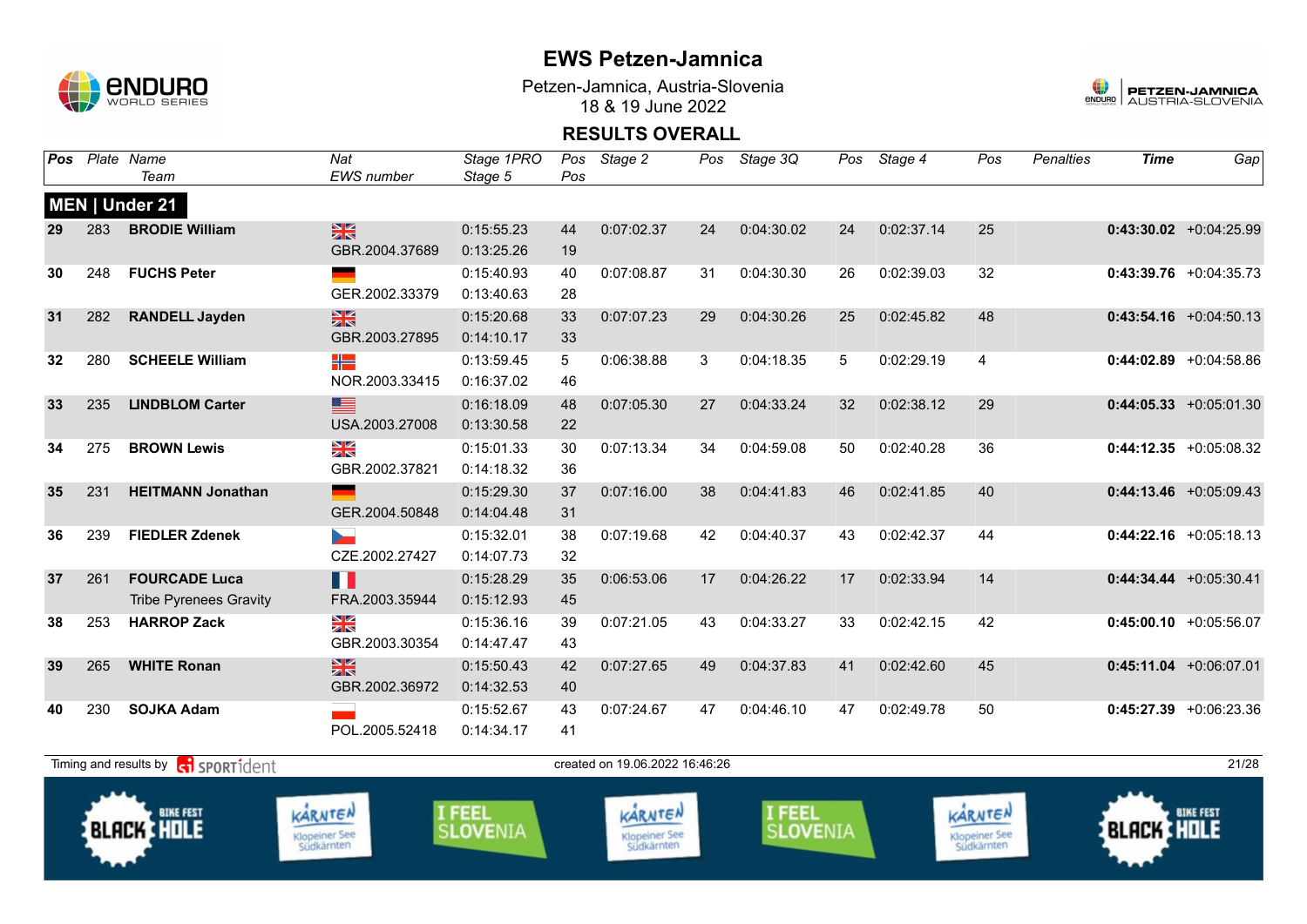# EWS Petzen-Jamnica

Petzen-Jamnica, Austria-Slovenia
18 & 19 June 2022

## RESULTS OVERALL

### MEN | Under 21

| Pos | Plate | Name / Team | Nat / EWS number | Stage 1PRO / Stage 5 | Pos / Pos | Stage 2 | Pos | Stage 3Q | Pos | Stage 4 | Pos | Penalties | Time | Gap |
|---|---|---|---|---|---|---|---|---|---|---|---|---|---|---|
| 29 | 283 | **BRODIE William** | GBR.2004.37689 | 0:15:55.23 / 0:13:25.26 | 44 / 19 | 0:07:02.37 | 24 | 0:04:30.02 | 24 | 0:02:37.14 | 25 | | **0:43:30.02** | +0:04:25.99 |
| 30 | 248 | **FUCHS Peter** | GER.2002.33379 | 0:15:40.93 / 0:13:40.63 | 40 / 28 | 0:07:08.87 | 31 | 0:04:30.30 | 26 | 0:02:39.03 | 32 | | **0:43:39.76** | +0:04:35.73 |
| 31 | 282 | **RANDELL Jayden** | GBR.2003.27895 | 0:15:20.68 / 0:14:10.17 | 33 / 33 | 0:07:07.23 | 29 | 0:04:30.26 | 25 | 0:02:45.82 | 48 | | **0:43:54.16** | +0:04:50.13 |
| 32 | 280 | **SCHEELE William** | NOR.2003.33415 | 0:13:59.45 / 0:16:37.02 | 5 / 46 | 0:06:38.88 | 3 | 0:04:18.35 | 5 | 0:02:29.19 | 4 | | **0:44:02.89** | +0:04:58.86 |
| 33 | 235 | **LINDBLOM Carter** | USA.2003.27008 | 0:16:18.09 / 0:13:30.58 | 48 / 22 | 0:07:05.30 | 27 | 0:04:33.24 | 32 | 0:02:38.12 | 29 | | **0:44:05.33** | +0:05:01.30 |
| 34 | 275 | **BROWN Lewis** | GBR.2002.37821 | 0:15:01.33 / 0:14:18.32 | 30 / 36 | 0:07:13.34 | 34 | 0:04:59.08 | 50 | 0:02:40.28 | 36 | | **0:44:12.35** | +0:05:08.32 |
| 35 | 231 | **HEITMANN Jonathan** | GER.2004.50848 | 0:15:29.30 / 0:14:04.48 | 37 / 31 | 0:07:16.00 | 38 | 0:04:41.83 | 46 | 0:02:41.85 | 40 | | **0:44:13.46** | +0:05:09.43 |
| 36 | 239 | **FIEDLER Zdenek** | CZE.2002.27427 | 0:15:32.01 / 0:14:07.73 | 38 / 32 | 0:07:19.68 | 42 | 0:04:40.37 | 43 | 0:02:42.37 | 44 | | **0:44:22.16** | +0:05:18.13 |
| 37 | 261 | **FOURCADE Luca** / Tribe Pyrenees Gravity | FRA.2003.35944 | 0:15:28.29 / 0:15:12.93 | 35 / 45 | 0:06:53.06 | 17 | 0:04:26.22 | 17 | 0:02:33.94 | 14 | | **0:44:34.44** | +0:05:30.41 |
| 38 | 253 | **HARROP Zack** | GBR.2003.30354 | 0:15:36.16 / 0:14:47.47 | 39 / 43 | 0:07:21.05 | 43 | 0:04:33.27 | 33 | 0:02:42.15 | 42 | | **0:45:00.10** | +0:05:56.07 |
| 39 | 265 | **WHITE Ronan** | GBR.2002.36972 | 0:15:50.43 / 0:14:32.53 | 42 / 40 | 0:07:27.65 | 49 | 0:04:37.83 | 41 | 0:02:42.60 | 45 | | **0:45:11.04** | +0:06:07.01 |
| 40 | 230 | **SOJKA Adam** | POL.2005.52418 | 0:15:52.67 / 0:14:34.17 | 43 / 41 | 0:07:24.67 | 47 | 0:04:46.10 | 47 | 0:02:49.78 | 50 | | **0:45:27.39** | +0:06:23.36 |

Timing and results by SPORTident — created on 19.06.2022 16:46:26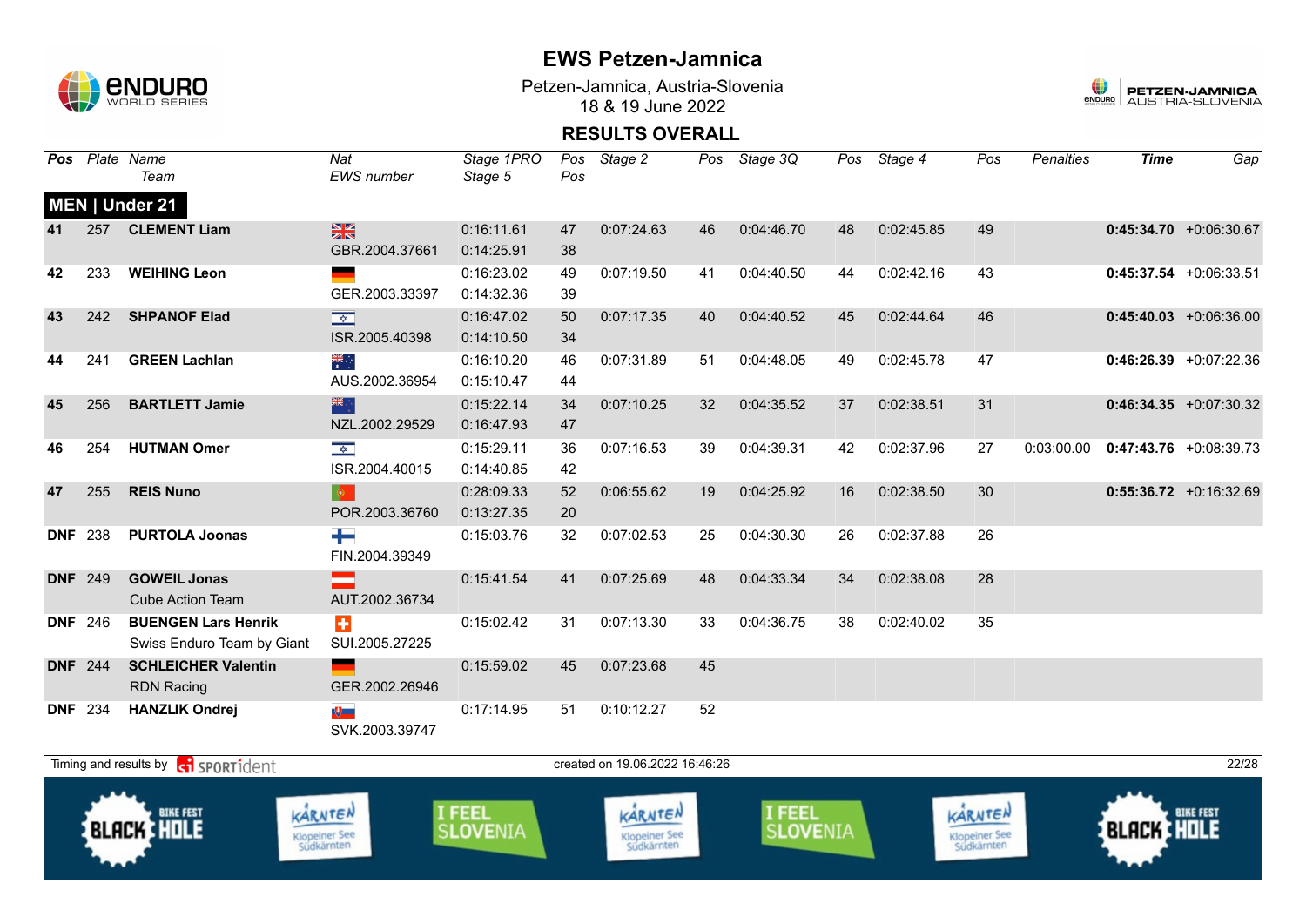# EWS Petzen-Jamnica

Petzen-Jamnica, Austria-Slovenia
18 & 19 June 2022

## RESULTS OVERALL

| Pos | Plate | Name / Team | Nat / EWS number | Stage 1PRO / Stage 5 | Pos / Pos | Stage 2 | Pos | Stage 3Q | Pos | Stage 4 | Pos | Penalties | Time | Gap |
|---|---|---|---|---|---|---|---|---|---|---|---|---|---|---|
| **MEN \| Under 21** | | | | | | | | | | | | | | |
| **41** | 257 | **CLEMENT Liam** | GBR.2004.37661 | 0:16:11.61 / 0:14:25.91 | 47 / 38 | 0:07:24.63 | 46 | 0:04:46.70 | 48 | 0:02:45.85 | 49 | | **0:45:34.70** | +0:06:30.67 |
| **42** | 233 | **WEIHING Leon** | GER.2003.33397 | 0:16:23.02 / 0:14:32.36 | 49 / 39 | 0:07:19.50 | 41 | 0:04:40.50 | 44 | 0:02:42.16 | 43 | | **0:45:37.54** | +0:06:33.51 |
| **43** | 242 | **SHPANOF Elad** | ISR.2005.40398 | 0:16:47.02 / 0:14:10.50 | 50 / 34 | 0:07:17.35 | 40 | 0:04:40.52 | 45 | 0:02:44.64 | 46 | | **0:45:40.03** | +0:06:36.00 |
| **44** | 241 | **GREEN Lachlan** | AUS.2002.36954 | 0:16:10.20 / 0:15:10.47 | 46 / 44 | 0:07:31.89 | 51 | 0:04:48.05 | 49 | 0:02:45.78 | 47 | | **0:46:26.39** | +0:07:22.36 |
| **45** | 256 | **BARTLETT Jamie** | NZL.2002.29529 | 0:15:22.14 / 0:16:47.93 | 34 / 47 | 0:07:10.25 | 32 | 0:04:35.52 | 37 | 0:02:38.51 | 31 | | **0:46:34.35** | +0:07:30.32 |
| **46** | 254 | **HUTMAN Omer** | ISR.2004.40015 | 0:15:29.11 / 0:14:40.85 | 36 / 42 | 0:07:16.53 | 39 | 0:04:39.31 | 42 | 0:02:37.96 | 27 | 0:03:00.00 | **0:47:43.76** | +0:08:39.73 |
| **47** | 255 | **REIS Nuno** | POR.2003.36760 | 0:28:09.33 / 0:13:27.35 | 52 / 20 | 0:06:55.62 | 19 | 0:04:25.92 | 16 | 0:02:38.50 | 30 | | **0:55:36.72** | +0:16:32.69 |
| **DNF** | 238 | **PURTOLA Joonas** | FIN.2004.39349 | 0:15:03.76 | 32 | 0:07:02.53 | 25 | 0:04:30.30 | 26 | 0:02:37.88 | 26 | | | |
| **DNF** | 249 | **GOWEIL Jonas** / Cube Action Team | AUT.2002.36734 | 0:15:41.54 | 41 | 0:07:25.69 | 48 | 0:04:33.34 | 34 | 0:02:38.08 | 28 | | | |
| **DNF** | 246 | **BUENGEN Lars Henrik** / Swiss Enduro Team by Giant | SUI.2005.27225 | 0:15:02.42 | 31 | 0:07:13.30 | 33 | 0:04:36.75 | 38 | 0:02:40.02 | 35 | | | |
| **DNF** | 244 | **SCHLEICHER Valentin** / RDN Racing | GER.2002.26946 | 0:15:59.02 | 45 | 0:07:23.68 | 45 | | | | | | | |
| **DNF** | 234 | **HANZLIK Ondrej** | SVK.2003.39747 | 0:17:14.95 | 51 | 0:10:12.27 | 52 | | | | | | | |

Timing and results by SPORTident — created on 19.06.2022 16:46:26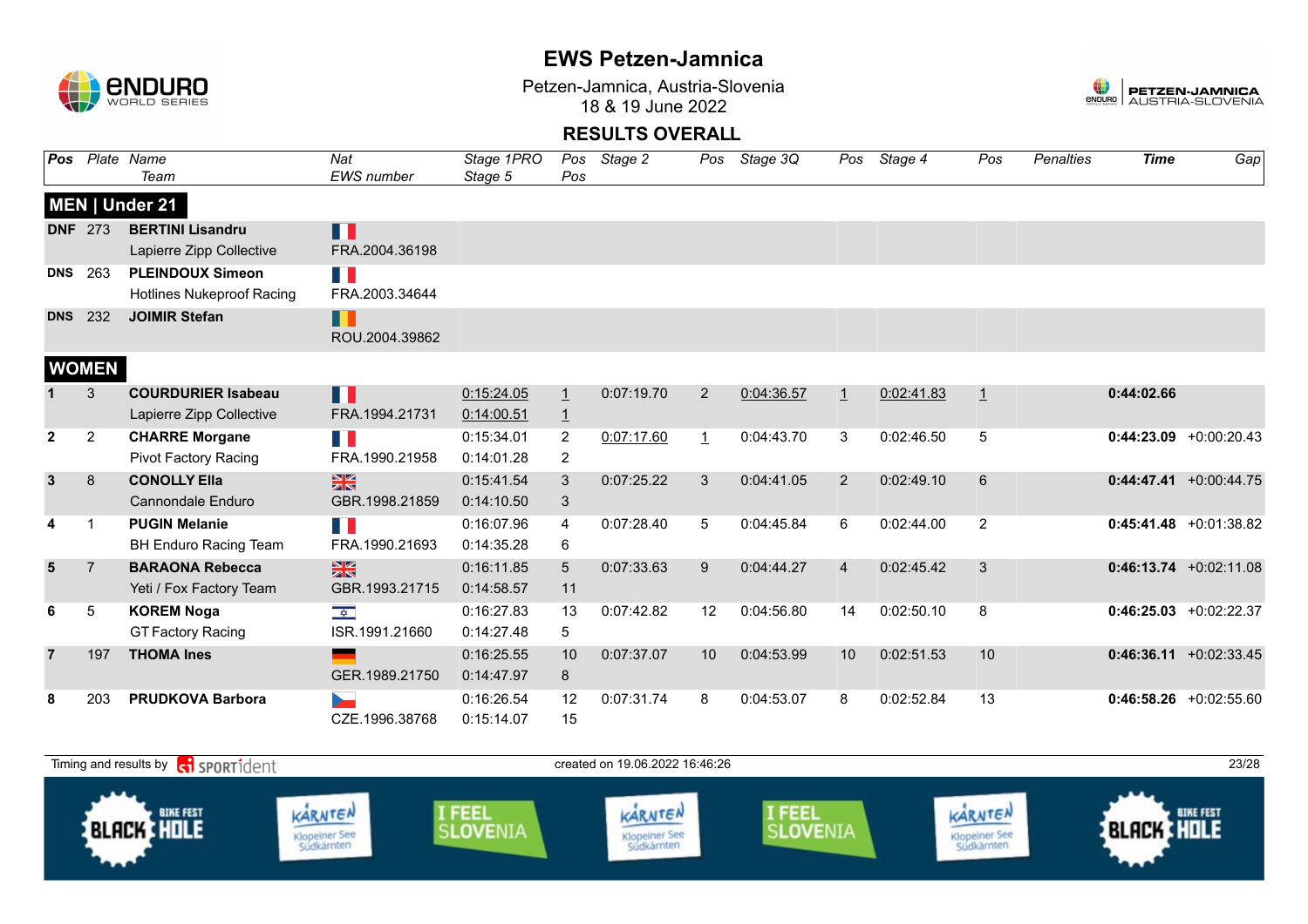# EWS Petzen-Jamnica

Petzen-Jamnica, Austria-Slovenia
18 & 19 June 2022

## RESULTS OVERALL

| Pos | Plate | Name / Team | Nat / EWS number | Stage 1PRO / Stage 5 | Pos / Pos | Stage 2 | Pos | Stage 3Q | Pos | Stage 4 | Pos | Penalties | Time | Gap |
|---|---|---|---|---|---|---|---|---|---|---|---|---|---|---|
| **MEN \| Under 21** | | | | | | | | | | | | | | |
| **DNF** | 273 | **BERTINI Lisandru** / Lapierre Zipp Collective | FRA.2004.36198 | | | | | | | | | | | |
| **DNS** | 263 | **PLEINDOUX Simeon** / Hotlines Nukeproof Racing | FRA.2003.34644 | | | | | | | | | | | |
| **DNS** | 232 | **JOIMIR Stefan** | ROU.2004.39862 | | | | | | | | | | | |
| **WOMEN** | | | | | | | | | | | | | | |
| **1** | 3 | **COURDURIER Isabeau** / Lapierre Zipp Collective | FRA.1994.21731 | 0:15:24.05 / 0:14:00.51 | 1 / 1 | 0:07:19.70 | 2 | 0:04:36.57 | 1 | 0:02:41.83 | 1 | | **0:44:02.66** | |
| **2** | 2 | **CHARRE Morgane** / Pivot Factory Racing | FRA.1990.21958 | 0:15:34.01 / 0:14:01.28 | 2 / 2 | 0:07:17.60 | 1 | 0:04:43.70 | 3 | 0:02:46.50 | 5 | | **0:44:23.09** | +0:00:20.43 |
| **3** | 8 | **CONOLLY Ella** / Cannondale Enduro | GBR.1998.21859 | 0:15:41.54 / 0:14:10.50 | 3 / 3 | 0:07:25.22 | 3 | 0:04:41.05 | 2 | 0:02:49.10 | 6 | | **0:44:47.41** | +0:00:44.75 |
| **4** | 1 | **PUGIN Melanie** / BH Enduro Racing Team | FRA.1990.21693 | 0:16:07.96 / 0:14:35.28 | 4 / 6 | 0:07:28.40 | 5 | 0:04:45.84 | 6 | 0:02:44.00 | 2 | | **0:45:41.48** | +0:01:38.82 |
| **5** | 7 | **BARAONA Rebecca** / Yeti / Fox Factory Team | GBR.1993.21715 | 0:16:11.85 / 0:14:58.57 | 5 / 11 | 0:07:33.63 | 9 | 0:04:44.27 | 4 | 0:02:45.42 | 3 | | **0:46:13.74** | +0:02:11.08 |
| **6** | 5 | **KOREM Noga** / GT Factory Racing | ISR.1991.21660 | 0:16:27.83 / 0:14:27.48 | 13 / 5 | 0:07:42.82 | 12 | 0:04:56.80 | 14 | 0:02:50.10 | 8 | | **0:46:25.03** | +0:02:22.37 |
| **7** | 197 | **THOMA Ines** | GER.1989.21750 | 0:16:25.55 / 0:14:47.97 | 10 / 8 | 0:07:37.07 | 10 | 0:04:53.99 | 10 | 0:02:51.53 | 10 | | **0:46:36.11** | +0:02:33.45 |
| **8** | 203 | **PRUDKOVA Barbora** | CZE.1996.38768 | 0:16:26.54 / 0:15:14.07 | 12 / 15 | 0:07:31.74 | 8 | 0:04:53.07 | 8 | 0:02:52.84 | 13 | | **0:46:58.26** | +0:02:55.60 |

Timing and results by SPORTident — created on 19.06.2022 16:46:26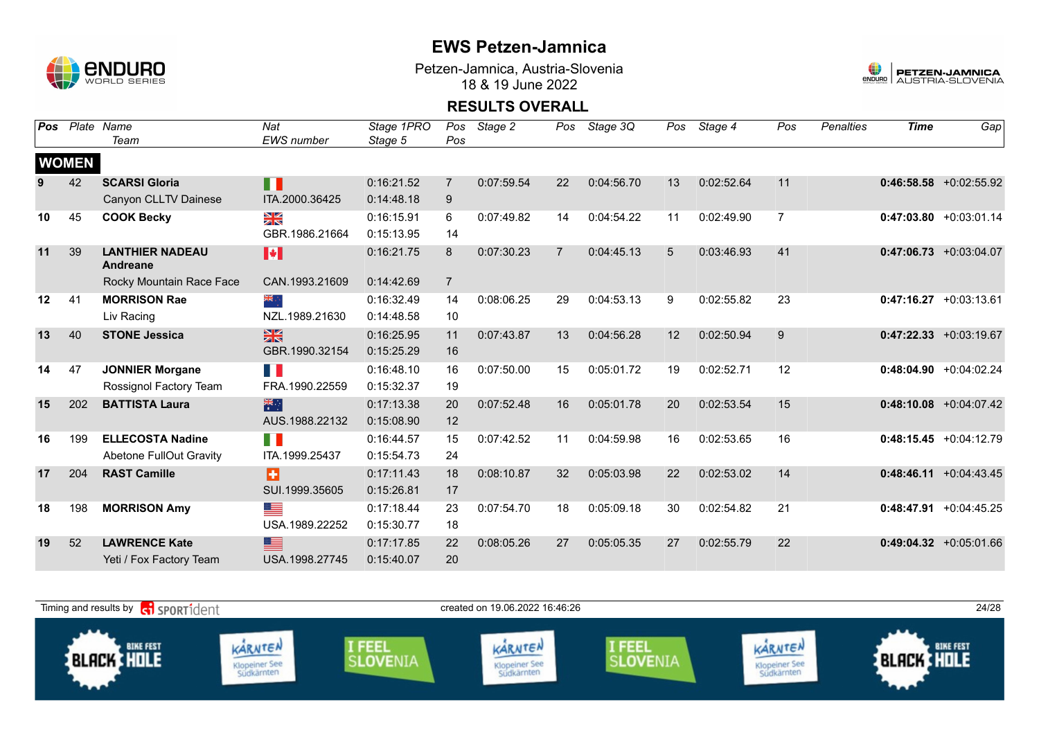# EWS Petzen-Jamnica

Petzen-Jamnica, Austria-Slovenia
18 & 19 June 2022

## RESULTS OVERALL

| Pos | Plate | Name / Team | Nat / EWS number | Stage 1PRO / Stage 5 | Pos / Pos | Stage 2 | Pos | Stage 3Q | Pos | Stage 4 | Pos | Penalties | Time | Gap |
|---|---|---|---|---|---|---|---|---|---|---|---|---|---|---|
| **WOMEN** | | | | | | | | | | | | | | |
| 9 | 42 | **SCARSI Gloria** | | 0:16:21.52 | 7 | 0:07:59.54 | 22 | 0:04:56.70 | 13 | 0:02:52.64 | 11 | | **0:46:58.58** | +0:02:55.92 |
| | | Canyon CLLTV Dainese | ITA.2000.36425 | 0:14:48.18 | 9 | | | | | | | | | |
| 10 | 45 | **COOK Becky** | | 0:16:15.91 | 6 | 0:07:49.82 | 14 | 0:04:54.22 | 11 | 0:02:49.90 | 7 | | **0:47:03.80** | +0:03:01.14 |
| | | | GBR.1986.21664 | 0:15:13.95 | 14 | | | | | | | | | |
| 11 | 39 | **LANTHIER NADEAU Andreane** | | 0:16:21.75 | 8 | 0:07:30.23 | 7 | 0:04:45.13 | 5 | 0:03:46.93 | 41 | | **0:47:06.73** | +0:03:04.07 |
| | | Rocky Mountain Race Face | CAN.1993.21609 | 0:14:42.69 | 7 | | | | | | | | | |
| 12 | 41 | **MORRISON Rae** | | 0:16:32.49 | 14 | 0:08:06.25 | 29 | 0:04:53.13 | 9 | 0:02:55.82 | 23 | | **0:47:16.27** | +0:03:13.61 |
| | | Liv Racing | NZL.1989.21630 | 0:14:48.58 | 10 | | | | | | | | | |
| 13 | 40 | **STONE Jessica** | | 0:16:25.95 | 11 | 0:07:43.87 | 13 | 0:04:56.28 | 12 | 0:02:50.94 | 9 | | **0:47:22.33** | +0:03:19.67 |
| | | | GBR.1990.32154 | 0:15:25.29 | 16 | | | | | | | | | |
| 14 | 47 | **JONNIER Morgane** | | 0:16:48.10 | 16 | 0:07:50.00 | 15 | 0:05:01.72 | 19 | 0:02:52.71 | 12 | | **0:48:04.90** | +0:04:02.24 |
| | | Rossignol Factory Team | FRA.1990.22559 | 0:15:32.37 | 19 | | | | | | | | | |
| 15 | 202 | **BATTISTA Laura** | | 0:17:13.38 | 20 | 0:07:52.48 | 16 | 0:05:01.78 | 20 | 0:02:53.54 | 15 | | **0:48:10.08** | +0:04:07.42 |
| | | | AUS.1988.22132 | 0:15:08.90 | 12 | | | | | | | | | |
| 16 | 199 | **ELLECOSTA Nadine** | | 0:16:44.57 | 15 | 0:07:42.52 | 11 | 0:04:59.98 | 16 | 0:02:53.65 | 16 | | **0:48:15.45** | +0:04:12.79 |
| | | Abetone FullOut Gravity | ITA.1999.25437 | 0:15:54.73 | 24 | | | | | | | | | |
| 17 | 204 | **RAST Camille** | | 0:17:11.43 | 18 | 0:08:10.87 | 32 | 0:05:03.98 | 22 | 0:02:53.02 | 14 | | **0:48:46.11** | +0:04:43.45 |
| | | | SUI.1999.35605 | 0:15:26.81 | 17 | | | | | | | | | |
| 18 | 198 | **MORRISON Amy** | | 0:17:18.44 | 23 | 0:07:54.70 | 18 | 0:05:09.18 | 30 | 0:02:54.82 | 21 | | **0:48:47.91** | +0:04:45.25 |
| | | | USA.1989.22252 | 0:15:30.77 | 18 | | | | | | | | | |
| 19 | 52 | **LAWRENCE Kate** | | 0:17:17.85 | 22 | 0:08:05.26 | 27 | 0:05:05.35 | 27 | 0:02:55.79 | 22 | | **0:49:04.32** | +0:05:01.66 |
| | | Yeti / Fox Factory Team | USA.1998.27745 | 0:15:40.07 | 20 | | | | | | | | | |

Timing and results by SPORTident — created on 19.06.2022 16:46:26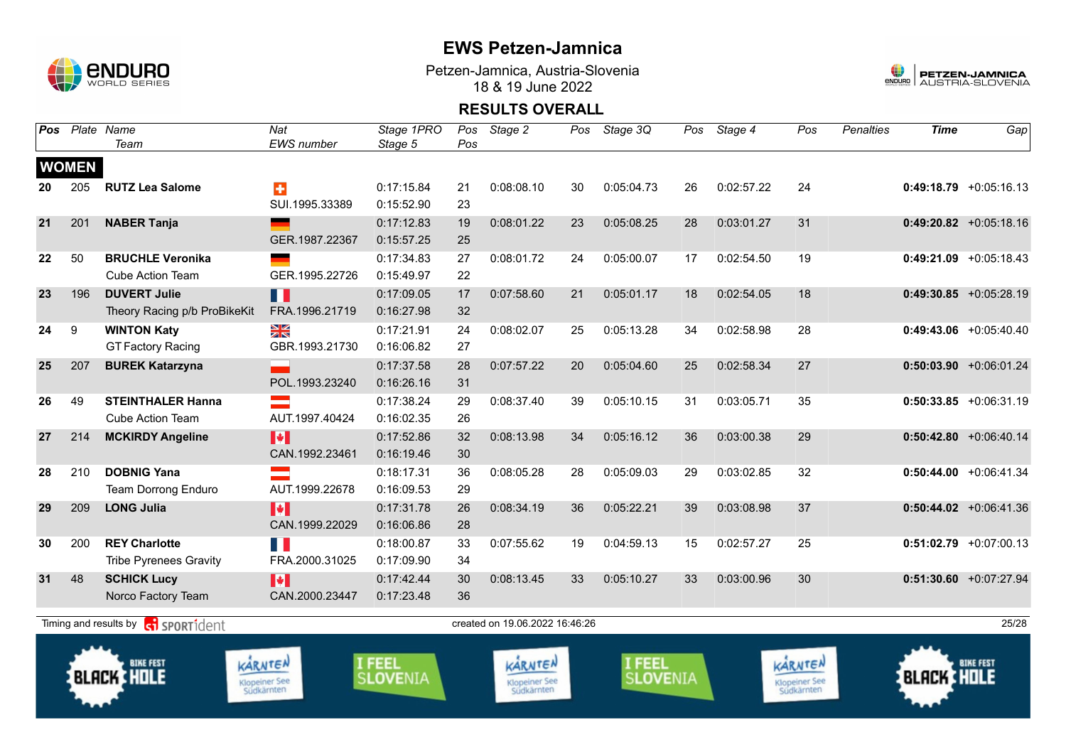# EWS Petzen-Jamnica

Petzen-Jamnica, Austria-Slovenia
18 & 19 June 2022

## RESULTS OVERALL

| Pos | Plate | Name / Team | Nat / EWS number | Stage 1PRO / Stage 5 | Pos / Pos | Stage 2 | Pos | Stage 3Q | Pos | Stage 4 | Pos | Penalties | Time | Gap |
|---|---|---|---|---|---|---|---|---|---|---|---|---|---|---|
| **WOMEN** | | | | | | | | | | | | | | |
| 20 | 205 | **RUTZ Lea Salome** | SUI.1995.33389 | 0:17:15.84 / 0:15:52.90 | 21 / 23 | 0:08:08.10 | 30 | 0:05:04.73 | 26 | 0:02:57.22 | 24 | | **0:49:18.79** | +0:05:16.13 |
| 21 | 201 | **NABER Tanja** | GER.1987.22367 | 0:17:12.83 / 0:15:57.25 | 19 / 25 | 0:08:01.22 | 23 | 0:05:08.25 | 28 | 0:03:01.27 | 31 | | **0:49:20.82** | +0:05:18.16 |
| 22 | 50 | **BRUCHLE Veronika** / Cube Action Team | GER.1995.22726 | 0:17:34.83 / 0:15:49.97 | 27 / 22 | 0:08:01.72 | 24 | 0:05:00.07 | 17 | 0:02:54.50 | 19 | | **0:49:21.09** | +0:05:18.43 |
| 23 | 196 | **DUVERT Julie** / Theory Racing p/b ProBikeKit | FRA.1996.21719 | 0:17:09.05 / 0:16:27.98 | 17 / 32 | 0:07:58.60 | 21 | 0:05:01.17 | 18 | 0:02:54.05 | 18 | | **0:49:30.85** | +0:05:28.19 |
| 24 | 9 | **WINTON Katy** / GT Factory Racing | GBR.1993.21730 | 0:17:21.91 / 0:16:06.82 | 24 / 27 | 0:08:02.07 | 25 | 0:05:13.28 | 34 | 0:02:58.98 | 28 | | **0:49:43.06** | +0:05:40.40 |
| 25 | 207 | **BUREK Katarzyna** | POL.1993.23240 | 0:17:37.58 / 0:16:26.16 | 28 / 31 | 0:07:57.22 | 20 | 0:05:04.60 | 25 | 0:02:58.34 | 27 | | **0:50:03.90** | +0:06:01.24 |
| 26 | 49 | **STEINTHALER Hanna** / Cube Action Team | AUT.1997.40424 | 0:17:38.24 / 0:16:02.35 | 29 / 26 | 0:08:37.40 | 39 | 0:05:10.15 | 31 | 0:03:05.71 | 35 | | **0:50:33.85** | +0:06:31.19 |
| 27 | 214 | **MCKIRDY Angeline** | CAN.1992.23461 | 0:17:52.86 / 0:16:19.46 | 32 / 30 | 0:08:13.98 | 34 | 0:05:16.12 | 36 | 0:03:00.38 | 29 | | **0:50:42.80** | +0:06:40.14 |
| 28 | 210 | **DOBNIG Yana** / Team Dorrong Enduro | AUT.1999.22678 | 0:18:17.31 / 0:16:09.53 | 36 / 29 | 0:08:05.28 | 28 | 0:05:09.03 | 29 | 0:03:02.85 | 32 | | **0:50:44.00** | +0:06:41.34 |
| 29 | 209 | **LONG Julia** | CAN.1999.22029 | 0:17:31.78 / 0:16:06.86 | 26 / 28 | 0:08:34.19 | 36 | 0:05:22.21 | 39 | 0:03:08.98 | 37 | | **0:50:44.02** | +0:06:41.36 |
| 30 | 200 | **REY Charlotte** / Tribe Pyrenees Gravity | FRA.2000.31025 | 0:18:00.87 / 0:17:09.90 | 33 / 34 | 0:07:55.62 | 19 | 0:04:59.13 | 15 | 0:02:57.27 | 25 | | **0:51:02.79** | +0:07:00.13 |
| 31 | 48 | **SCHICK Lucy** / Norco Factory Team | CAN.2000.23447 | 0:17:42.44 / 0:17:23.48 | 30 / 36 | 0:08:13.45 | 33 | 0:05:10.27 | 33 | 0:03:00.96 | 30 | | **0:51:30.60** | +0:07:27.94 |

Timing and results by SPORTident — created on 19.06.2022 16:46:26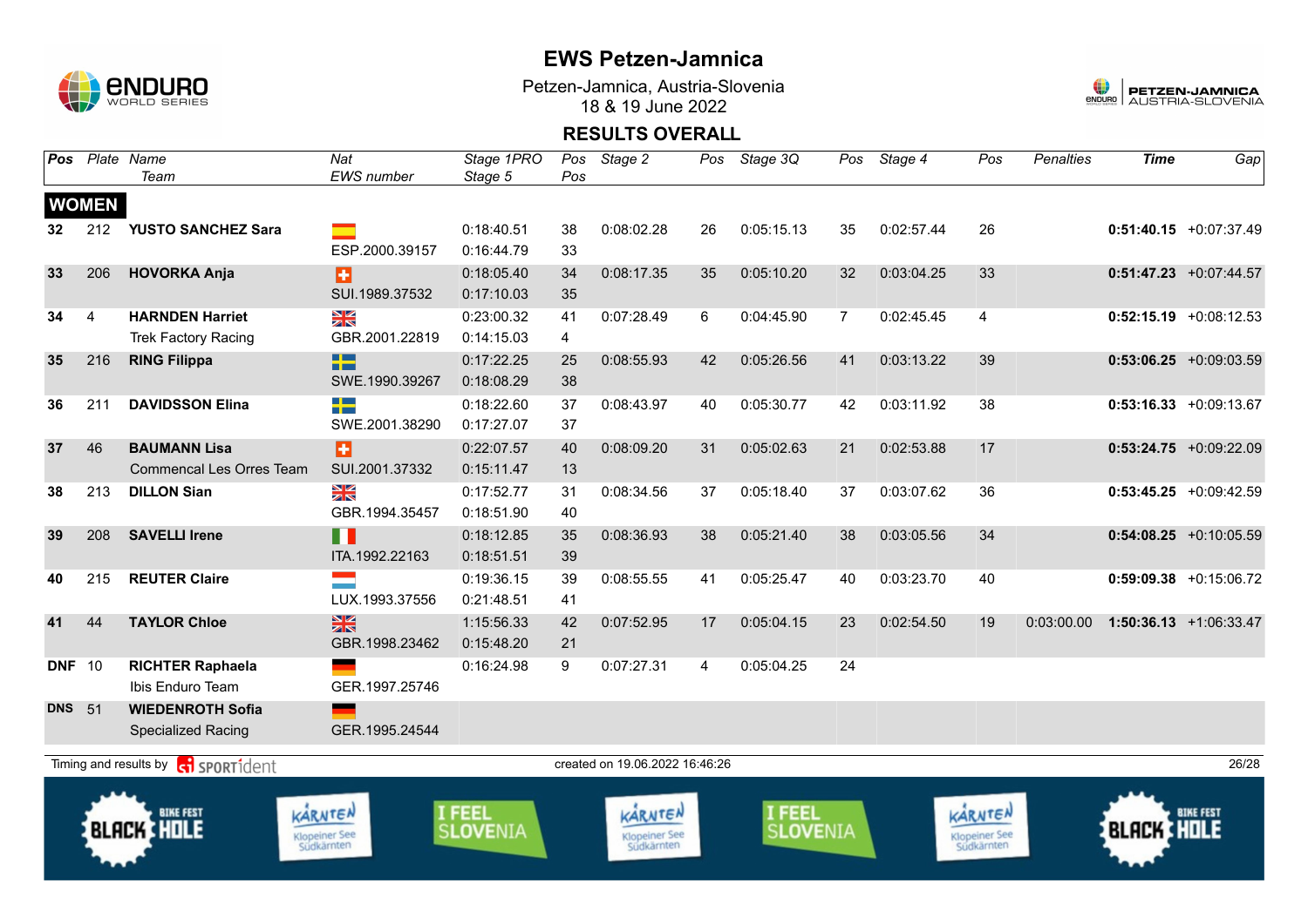# EWS Petzen-Jamnica

Petzen-Jamnica, Austria-Slovenia
18 & 19 June 2022

## RESULTS OVERALL

| Pos | Plate | Name / Team | Nat / EWS number | Stage 1PRO / Stage 5 | Pos / Pos | Stage 2 | Pos | Stage 3Q | Pos | Stage 4 | Pos | Penalties | Time | Gap |
|---|---|---|---|---|---|---|---|---|---|---|---|---|---|---|
| **WOMEN** | | | | | | | | | | | | | | |
| 32 | 212 | **YUSTO SANCHEZ Sara** | ESP.2000.39157 | 0:18:40.51 / 0:16:44.79 | 38 / 33 | 0:08:02.28 | 26 | 0:05:15.13 | 35 | 0:02:57.44 | 26 | | **0:51:40.15** | +0:07:37.49 |
| 33 | 206 | **HOVORKA Anja** | SUI.1989.37532 | 0:18:05.40 / 0:17:10.03 | 34 / 35 | 0:08:17.35 | 35 | 0:05:10.20 | 32 | 0:03:04.25 | 33 | | **0:51:47.23** | +0:07:44.57 |
| 34 | 4 | **HARNDEN Harriet** / Trek Factory Racing | GBR.2001.22819 | 0:23:00.32 / 0:14:15.03 | 41 / 4 | 0:07:28.49 | 6 | 0:04:45.90 | 7 | 0:02:45.45 | 4 | | **0:52:15.19** | +0:08:12.53 |
| 35 | 216 | **RING Filippa** | SWE.1990.39267 | 0:17:22.25 / 0:18:08.29 | 25 / 38 | 0:08:55.93 | 42 | 0:05:26.56 | 41 | 0:03:13.22 | 39 | | **0:53:06.25** | +0:09:03.59 |
| 36 | 211 | **DAVIDSSON Elina** | SWE.2001.38290 | 0:18:22.60 / 0:17:27.07 | 37 / 37 | 0:08:43.97 | 40 | 0:05:30.77 | 42 | 0:03:11.92 | 38 | | **0:53:16.33** | +0:09:13.67 |
| 37 | 46 | **BAUMANN Lisa** / Commencal Les Orres Team | SUI.2001.37332 | 0:22:07.57 / 0:15:11.47 | 40 / 13 | 0:08:09.20 | 31 | 0:05:02.63 | 21 | 0:02:53.88 | 17 | | **0:53:24.75** | +0:09:22.09 |
| 38 | 213 | **DILLON Sian** | GBR.1994.35457 | 0:17:52.77 / 0:18:51.90 | 31 / 40 | 0:08:34.56 | 37 | 0:05:18.40 | 37 | 0:03:07.62 | 36 | | **0:53:45.25** | +0:09:42.59 |
| 39 | 208 | **SAVELLI Irene** | ITA.1992.22163 | 0:18:12.85 / 0:18:51.51 | 35 / 39 | 0:08:36.93 | 38 | 0:05:21.40 | 38 | 0:03:05.56 | 34 | | **0:54:08.25** | +0:10:05.59 |
| 40 | 215 | **REUTER Claire** | LUX.1993.37556 | 0:19:36.15 / 0:21:48.51 | 39 / 41 | 0:08:55.55 | 41 | 0:05:25.47 | 40 | 0:03:23.70 | 40 | | **0:59:09.38** | +0:15:06.72 |
| 41 | 44 | **TAYLOR Chloe** | GBR.1998.23462 | 1:15:56.33 / 0:15:48.20 | 42 / 21 | 0:07:52.95 | 17 | 0:05:04.15 | 23 | 0:02:54.50 | 19 | 0:03:00.00 | **1:50:36.13** | +1:06:33.47 |
| DNF | 10 | **RICHTER Raphaela** / Ibis Enduro Team | GER.1997.25746 | 0:16:24.98 | 9 | 0:07:27.31 | 4 | 0:05:04.25 | 24 | | | | | |
| DNS | 51 | **WIEDENROTH Sofia** / Specialized Racing | GER.1995.24544 | | | | | | | | | | | |

Timing and results by SPORTident — created on 19.06.2022 16:46:26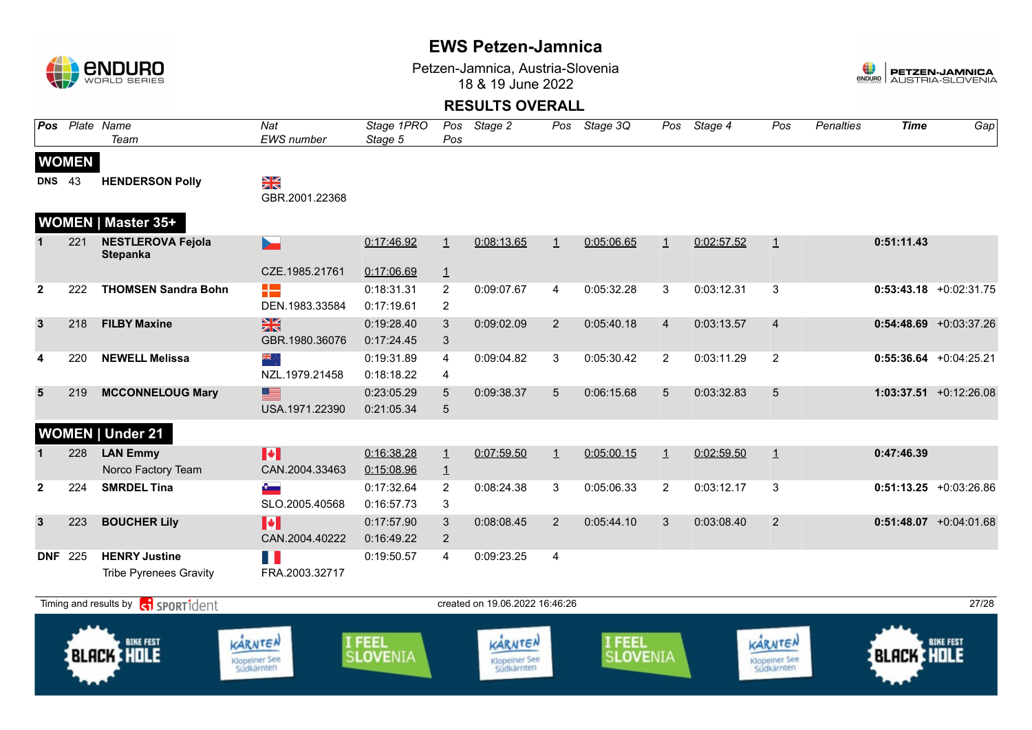# EWS Petzen-Jamnica

Petzen-Jamnica, Austria-Slovenia
18 & 19 June 2022

## RESULTS OVERALL

| Pos | Plate | Name / Team | Nat / EWS number | Stage 1PRO / Stage 5 | Pos / Pos | Stage 2 | Pos | Stage 3Q | Pos | Stage 4 | Pos | Penalties | Time | Gap |
|---|---|---|---|---|---|---|---|---|---|---|---|---|---|---|
| **WOMEN** | | | | | | | | | | | | | | |
| **DNS** | 43 | **HENDERSON Polly** | GBR.2001.22368 | | | | | | | | | | | |
| **WOMEN \| Master 35+** | | | | | | | | | | | | | | |
| **1** | 221 | **NESTLEROVA Fejola Stepanka** | CZE.1985.21761 | 0:17:46.92 / 0:17:06.69 | 1 / 1 | 0:08:13.65 | 1 | 0:05:06.65 | 1 | 0:02:57.52 | 1 | | **0:51:11.43** | |
| **2** | 222 | **THOMSEN Sandra Bohn** | DEN.1983.33584 | 0:18:31.31 / 0:17:19.61 | 2 / 2 | 0:09:07.67 | 4 | 0:05:32.28 | 3 | 0:03:12.31 | 3 | | **0:53:43.18** | +0:02:31.75 |
| **3** | 218 | **FILBY Maxine** | GBR.1980.36076 | 0:19:28.40 / 0:17:24.45 | 3 / 3 | 0:09:02.09 | 2 | 0:05:40.18 | 4 | 0:03:13.57 | 4 | | **0:54:48.69** | +0:03:37.26 |
| **4** | 220 | **NEWELL Melissa** | NZL.1979.21458 | 0:19:31.89 / 0:18:18.22 | 4 / 4 | 0:09:04.82 | 3 | 0:05:30.42 | 2 | 0:03:11.29 | 2 | | **0:55:36.64** | +0:04:25.21 |
| **5** | 219 | **MCCONNELOUG Mary** | USA.1971.22390 | 0:23:05.29 / 0:21:05.34 | 5 / 5 | 0:09:38.37 | 5 | 0:06:15.68 | 5 | 0:03:32.83 | 5 | | **1:03:37.51** | +0:12:26.08 |
| **WOMEN \| Under 21** | | | | | | | | | | | | | | |
| **1** | 228 | **LAN Emmy** / Norco Factory Team | CAN.2004.33463 | 0:16:38.28 / 0:15:08.96 | 1 / 1 | 0:07:59.50 | 1 | 0:05:00.15 | 1 | 0:02:59.50 | 1 | | **0:47:46.39** | |
| **2** | 224 | **SMRDEL Tina** | SLO.2005.40568 | 0:17:32.64 / 0:16:57.73 | 2 / 3 | 0:08:24.38 | 3 | 0:05:06.33 | 2 | 0:03:12.17 | 3 | | **0:51:13.25** | +0:03:26.86 |
| **3** | 223 | **BOUCHER Lily** | CAN.2004.40222 | 0:17:57.90 / 0:16:49.22 | 3 / 2 | 0:08:08.45 | 2 | 0:05:44.10 | 3 | 0:03:08.40 | 2 | | **0:51:48.07** | +0:04:01.68 |
| **DNF** | 225 | **HENRY Justine** / Tribe Pyrenees Gravity | FRA.2003.32717 | 0:19:50.57 | 4 | 0:09:23.25 | 4 | | | | | | | |

Timing and results by SPORTident — created on 19.06.2022 16:46:26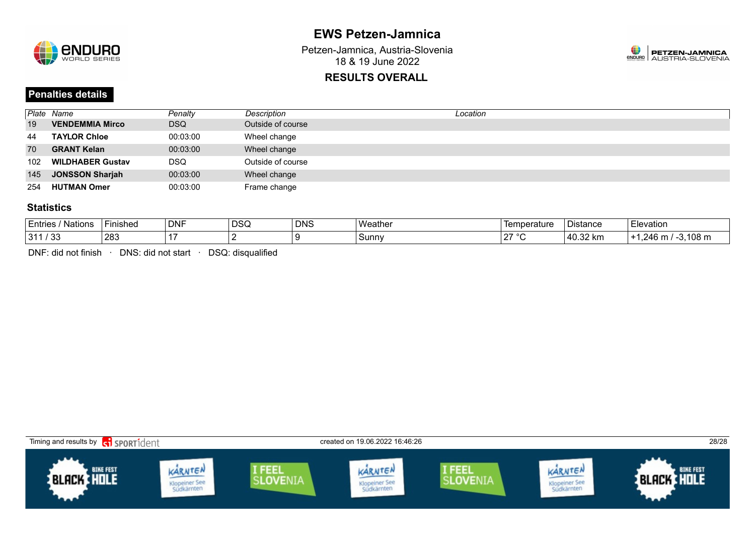# EWS Petzen-Jamnica

Petzen-Jamnica, Austria-Slovenia
18 & 19 June 2022

**RESULTS OVERALL**

## Penalties details

| Plate | Name | Penalty | Description | Location |
|---|---|---|---|---|
| 19 | **VENDEMMIA Mirco** | DSQ | Outside of course | |
| 44 | **TAYLOR Chloe** | 00:03:00 | Wheel change | |
| 70 | **GRANT Kelan** | 00:03:00 | Wheel change | |
| 102 | **WILDHABER Gustav** | DSQ | Outside of course | |
| 145 | **JONSSON Sharjah** | 00:03:00 | Wheel change | |
| 254 | **HUTMAN Omer** | 00:03:00 | Frame change | |

### Statistics

| Entries / Nations | Finished | DNF | DSQ | DNS | Weather | Temperature | Distance | Elevation |
|---|---|---|---|---|---|---|---|---|
| 311 / 33 | 283 | 17 | 2 | 9 | Sunny | 27 °C | 40.32 km | +1,246 m / -3,108 m |

DNF: did not finish · DNS: did not start · DSQ: disqualified

Timing and results by SPORTident

created on 19.06.2022 16:46:26